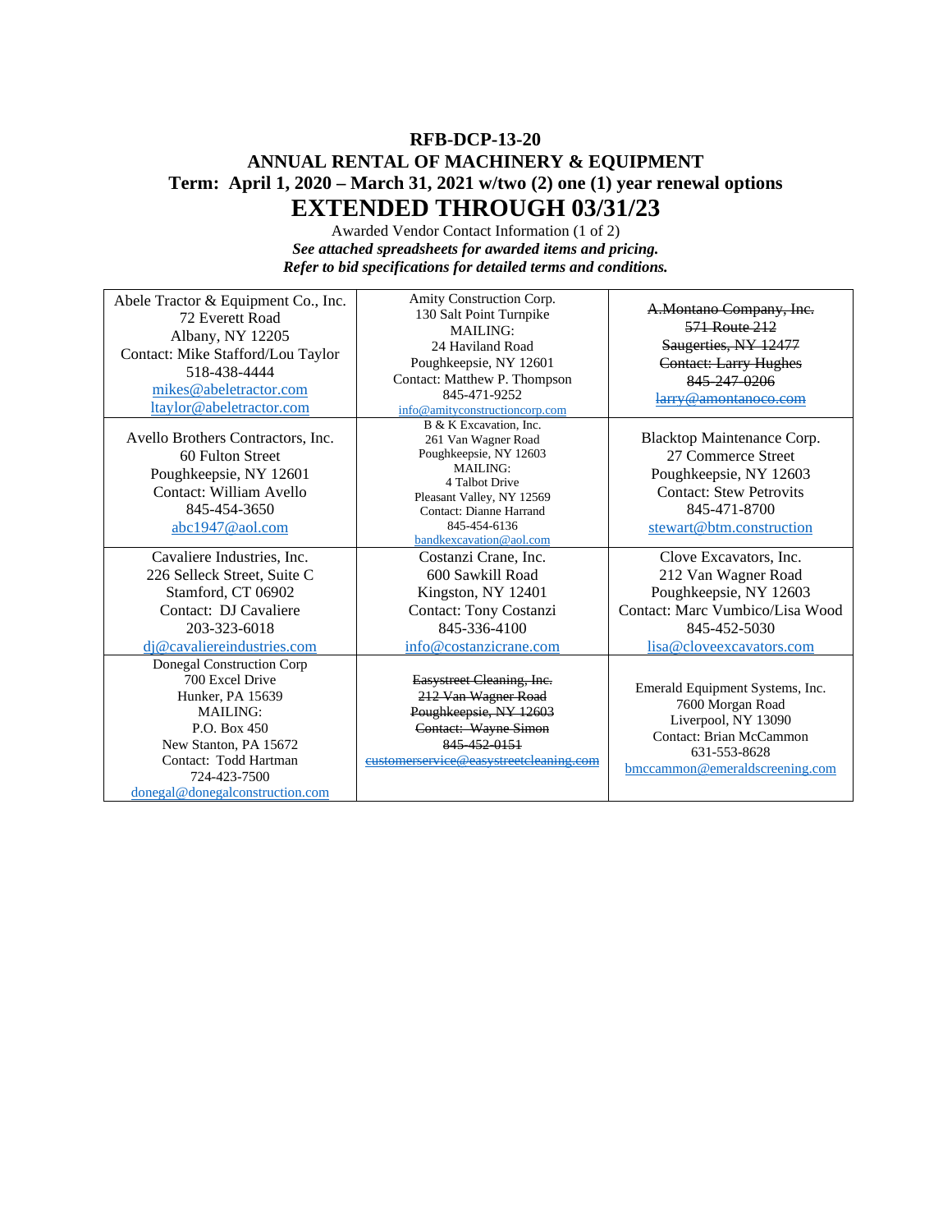# RFB-DCP-13-20

## ANNUAL RENTAL OF MACHINERY & EQUIPMENT

## Term: April 1, 2020 – March 31, 2021 w/two (2) one (1) year renewal options

# EXTENDED THROUGH 03/31/23

Awarded Vendor Contact Information (1 of 2)

***See attached spreadsheets for awarded items and pricing.***

***Refer to bid specifications for detailed terms and conditions.***

| | | |
|---|---|---|
| Abele Tractor & Equipment Co., Inc.<br>72 Everett Road<br>Albany, NY 12205<br>Contact: Mike Stafford/Lou Taylor<br>518-438-4444<br>mikes@abeletractor.com<br>ltaylor@abeletractor.com | Amity Construction Corp.<br>130 Salt Point Turnpike<br>MAILING:<br>24 Haviland Road<br>Poughkeepsie, NY 12601<br>Contact: Matthew P. Thompson<br>845-471-9252<br>info@amityconstructioncorp.com | ~~A.Montano Company, Inc.~~<br>~~571 Route 212~~<br>~~Saugerties, NY 12477~~<br>~~Contact: Larry Hughes~~<br>~~845-247-0206~~<br>~~larry@amontanoco.com~~ |
| Avello Brothers Contractors, Inc.<br>60 Fulton Street<br>Poughkeepsie, NY 12601<br>Contact: William Avello<br>845-454-3650<br>abc1947@aol.com | B & K Excavation, Inc.<br>261 Van Wagner Road<br>Poughkeepsie, NY 12603<br>MAILING:<br>4 Talbot Drive<br>Pleasant Valley, NY 12569<br>Contact: Dianne Harrand<br>845-454-6136<br>bandkexcavation@aol.com | Blacktop Maintenance Corp.<br>27 Commerce Street<br>Poughkeepsie, NY 12603<br>Contact: Stew Petrovits<br>845-471-8700<br>stewart@btm.construction |
| Cavaliere Industries, Inc.<br>226 Selleck Street, Suite C<br>Stamford, CT 06902<br>Contact: DJ Cavaliere<br>203-323-6018<br>dj@cavaliereindustries.com | Costanzi Crane, Inc.<br>600 Sawkill Road<br>Kingston, NY 12401<br>Contact: Tony Costanzi<br>845-336-4100<br>info@costanzicrane.com | Clove Excavators, Inc.<br>212 Van Wagner Road<br>Poughkeepsie, NY 12603<br>Contact: Marc Vumbico/Lisa Wood<br>845-452-5030<br>lisa@cloveexcavators.com |
| Donegal Construction Corp<br>700 Excel Drive<br>Hunker, PA 15639<br>MAILING:<br>P.O. Box 450<br>New Stanton, PA 15672<br>Contact: Todd Hartman<br>724-423-7500<br>donegal@donegalconstruction.com | ~~Easystreet Cleaning, Inc.~~<br>~~212 Van Wagner Road~~<br>~~Poughkeepsie, NY 12603~~<br>~~Contact: Wayne Simon~~<br>~~845-452-0151~~<br>~~customerservice@easystreetcleaning.com~~ | Emerald Equipment Systems, Inc.<br>7600 Morgan Road<br>Liverpool, NY 13090<br>Contact: Brian McCammon<br>631-553-8628<br>bmccammon@emeraldscreening.com |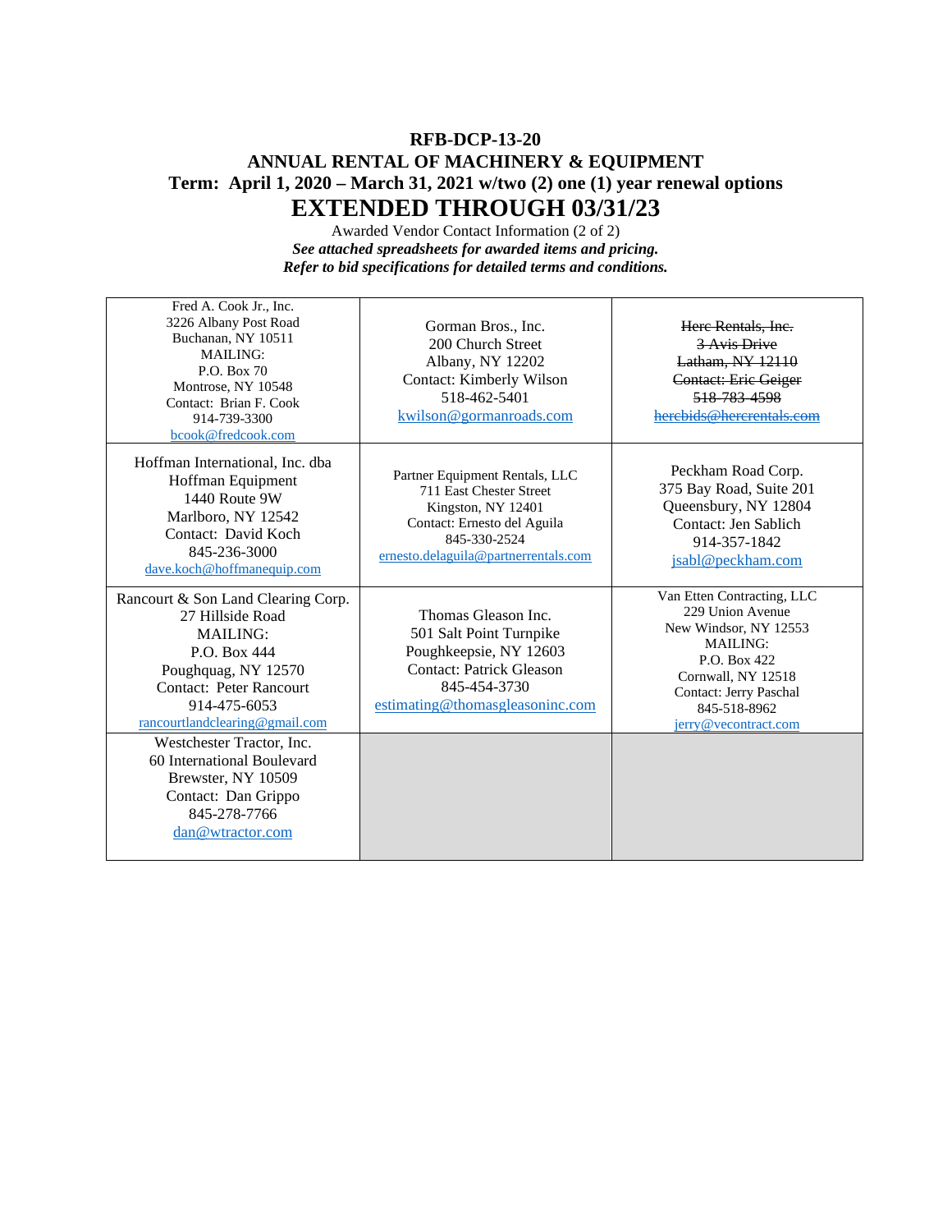**RFB-DCP-13-20**
**ANNUAL RENTAL OF MACHINERY & EQUIPMENT**
**Term: April 1, 2020 – March 31, 2021 w/two (2) one (1) year renewal options**

# EXTENDED THROUGH 03/31/23

Awarded Vendor Contact Information (2 of 2)

***See attached spreadsheets for awarded items and pricing.***
***Refer to bid specifications for detailed terms and conditions.***

| | | |
|---|---|---|
| Fred A. Cook Jr., Inc.<br>3226 Albany Post Road<br>Buchanan, NY 10511<br>MAILING:<br>P.O. Box 70<br>Montrose, NY 10548<br>Contact: Brian F. Cook<br>914-739-3300<br>bcook@fredcook.com | Gorman Bros., Inc.<br>200 Church Street<br>Albany, NY 12202<br>Contact: Kimberly Wilson<br>518-462-5401<br>kwilson@gormanroads.com | ~~Herc Rentals, Inc.~~<br>~~3 Avis Drive~~<br>~~Latham, NY 12110~~<br>~~Contact: Eric Geiger~~<br>~~518-783-4598~~<br>~~hercbids@hercrentals.com~~ |
| Hoffman International, Inc. dba<br>Hoffman Equipment<br>1440 Route 9W<br>Marlboro, NY 12542<br>Contact: David Koch<br>845-236-3000<br>dave.koch@hoffmanequip.com | Partner Equipment Rentals, LLC<br>711 East Chester Street<br>Kingston, NY 12401<br>Contact: Ernesto del Aguila<br>845-330-2524<br>ernesto.delaguila@partnerrentals.com | Peckham Road Corp.<br>375 Bay Road, Suite 201<br>Queensbury, NY 12804<br>Contact: Jen Sablich<br>914-357-1842<br>jsabl@peckham.com |
| Rancourt & Son Land Clearing Corp.<br>27 Hillside Road<br>MAILING:<br>P.O. Box 444<br>Poughquag, NY 12570<br>Contact: Peter Rancourt<br>914-475-6053<br>rancourtlandclearing@gmail.com | Thomas Gleason Inc.<br>501 Salt Point Turnpike<br>Poughkeepsie, NY 12603<br>Contact: Patrick Gleason<br>845-454-3730<br>estimating@thomasgleasoninc.com | Van Etten Contracting, LLC<br>229 Union Avenue<br>New Windsor, NY 12553<br>MAILING:<br>P.O. Box 422<br>Cornwall, NY 12518<br>Contact: Jerry Paschal<br>845-518-8962<br>jerry@vecontract.com |
| Westchester Tractor, Inc.<br>60 International Boulevard<br>Brewster, NY 10509<br>Contact: Dan Grippo<br>845-278-7766<br>dan@wtractor.com | | |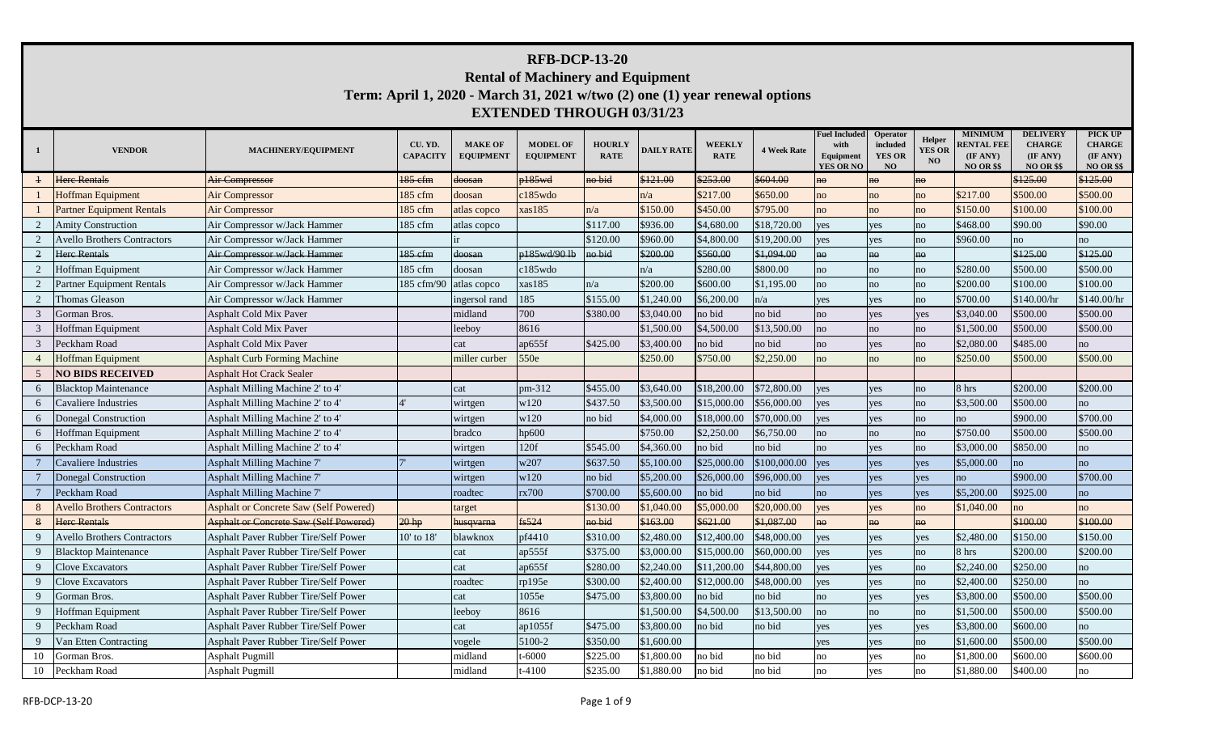# RFB-DCP-13-20

## Rental of Machinery and Equipment

## Term: April 1, 2020 - March 31, 2021 w/two (2) one (1) year renewal options

## EXTENDED THROUGH 03/31/23

| 1 | VENDOR | MACHINERY/EQUIPMENT | CU. YD. CAPACITY | MAKE OF EQUIPMENT | MODEL OF EQUIPMENT | HOURLY RATE | DAILY RATE | WEEKLY RATE | 4 Week Rate | Fuel Included with Equipment YES OR NO | Operator included YES OR NO | Helper YES OR NO | MINIMUM RENTAL FEE (IF ANY) NO OR $$ | DELIVERY CHARGE (IF ANY) NO OR $$ | PICK UP CHARGE (IF ANY) NO OR $$ |
|---|---|---|---|---|---|---|---|---|---|---|---|---|---|---|---|
| ~~1~~ | ~~Herc Rentals~~ | ~~Air Compressor~~ | ~~185 cfm~~ | ~~doosan~~ | ~~p185wd~~ | ~~no bid~~ | ~~$121.00~~ | ~~$253.00~~ | ~~$604.00~~ | ~~no~~ | ~~no~~ | ~~no~~ | | ~~$125.00~~ | ~~$125.00~~ |
| 1 | Hoffman Equipment | Air Compressor | 185 cfm | doosan | c185wdo | | n/a | $217.00 | $650.00 | no | no | no | $217.00 | $500.00 | $500.00 |
| 1 | Partner Equipment Rentals | Air Compressor | 185 cfm | atlas copco | xas185 | n/a | $150.00 | $450.00 | $795.00 | no | no | no | $150.00 | $100.00 | $100.00 |
| 2 | Amity Construction | Air Compressor w/Jack Hammer | 185 cfm | atlas copco | | $117.00 | $936.00 | $4,680.00 | $18,720.00 | yes | yes | no | $468.00 | $90.00 | $90.00 |
| 2 | Avello Brothers Contractors | Air Compressor w/Jack Hammer | | ir | | $120.00 | $960.00 | $4,800.00 | $19,200.00 | yes | yes | no | $960.00 | no | no |
| ~~2~~ | ~~Herc Rentals~~ | ~~Air Compressor w/Jack Hammer~~ | ~~185 cfm~~ | ~~doosan~~ | ~~p185wd/90 lb~~ | ~~no bid~~ | ~~$200.00~~ | ~~$560.00~~ | ~~$1,094.00~~ | ~~no~~ | ~~no~~ | ~~no~~ | | ~~$125.00~~ | ~~$125.00~~ |
| 2 | Hoffman Equipment | Air Compressor w/Jack Hammer | 185 cfm | doosan | c185wdo | | n/a | $280.00 | $800.00 | no | no | no | $280.00 | $500.00 | $500.00 |
| 2 | Partner Equipment Rentals | Air Compressor w/Jack Hammer | 185 cfm/90 | atlas copco | xas185 | n/a | $200.00 | $600.00 | $1,195.00 | no | no | no | $200.00 | $100.00 | $100.00 |
| 2 | Thomas Gleason | Air Compressor w/Jack Hammer | | ingersol rand | 185 | $155.00 | $1,240.00 | $6,200.00 | n/a | yes | yes | no | $700.00 | $140.00/hr | $140.00/hr |
| 3 | Gorman Bros. | Asphalt Cold Mix Paver | | midland | 700 | $380.00 | $3,040.00 | no bid | no bid | no | yes | yes | $3,040.00 | $500.00 | $500.00 |
| 3 | Hoffman Equipment | Asphalt Cold Mix Paver | | leeboy | 8616 | | $1,500.00 | $4,500.00 | $13,500.00 | no | no | no | $1,500.00 | $500.00 | $500.00 |
| 3 | Peckham Road | Asphalt Cold Mix Paver | | cat | ap655f | $425.00 | $3,400.00 | no bid | no bid | no | yes | no | $2,080.00 | $485.00 | no |
| 4 | Hoffman Equipment | Asphalt Curb Forming Machine | | miller curber | 550e | | $250.00 | $750.00 | $2,250.00 | no | no | no | $250.00 | $500.00 | $500.00 |
| 5 | **NO BIDS RECEIVED** | Asphalt Hot Crack Sealer | | | | | | | | | | | | | |
| 6 | Blacktop Maintenance | Asphalt Milling Machine 2' to 4' | | cat | pm-312 | $455.00 | $3,640.00 | $18,200.00 | $72,800.00 | yes | yes | no | 8 hrs | $200.00 | $200.00 |
| 6 | Cavaliere Industries | Asphalt Milling Machine 2' to 4' | 4' | wirtgen | w120 | $437.50 | $3,500.00 | $15,000.00 | $56,000.00 | yes | yes | no | $3,500.00 | $500.00 | no |
| 6 | Donegal Construction | Asphalt Milling Machine 2' to 4' | | wirtgen | w120 | no bid | $4,000.00 | $18,000.00 | $70,000.00 | yes | yes | no | no | $900.00 | $700.00 |
| 6 | Hoffman Equipment | Asphalt Milling Machine 2' to 4' | | bradco | hp600 | | $750.00 | $2,250.00 | $6,750.00 | no | no | no | $750.00 | $500.00 | $500.00 |
| 6 | Peckham Road | Asphalt Milling Machine 2' to 4' | | wirtgen | 120f | $545.00 | $4,360.00 | no bid | no bid | no | yes | no | $3,000.00 | $850.00 | no |
| 7 | Cavaliere Industries | Asphalt Milling Machine 7' | 7' | wirtgen | w207 | $637.50 | $5,100.00 | $25,000.00 | $100,000.00 | yes | yes | yes | $5,000.00 | no | no |
| 7 | Donegal Construction | Asphalt Milling Machine 7' | | wirtgen | w120 | no bid | $5,200.00 | $26,000.00 | $96,000.00 | yes | yes | yes | no | $900.00 | $700.00 |
| 7 | Peckham Road | Asphalt Milling Machine 7' | | roadtec | rx700 | $700.00 | $5,600.00 | no bid | no bid | no | yes | yes | $5,200.00 | $925.00 | no |
| 8 | Avello Brothers Contractors | Asphalt or Concrete Saw (Self Powered) | | target | | $130.00 | $1,040.00 | $5,000.00 | $20,000.00 | yes | yes | no | $1,040.00 | no | no |
| ~~8~~ | ~~Herc Rentals~~ | ~~Asphalt or Concrete Saw (Self Powered)~~ | ~~20 hp~~ | ~~husqvarna~~ | ~~fs524~~ | ~~no bid~~ | ~~$163.00~~ | ~~$621.00~~ | ~~$1,087.00~~ | ~~no~~ | ~~no~~ | ~~no~~ | | ~~$100.00~~ | ~~$100.00~~ |
| 9 | Avello Brothers Contractors | Asphalt Paver Rubber Tire/Self Power | 10' to 18' | blawknox | pf4410 | $310.00 | $2,480.00 | $12,400.00 | $48,000.00 | yes | yes | yes | $2,480.00 | $150.00 | $150.00 |
| 9 | Blacktop Maintenance | Asphalt Paver Rubber Tire/Self Power | | cat | ap555f | $375.00 | $3,000.00 | $15,000.00 | $60,000.00 | yes | yes | no | 8 hrs | $200.00 | $200.00 |
| 9 | Clove Excavators | Asphalt Paver Rubber Tire/Self Power | | cat | ap655f | $280.00 | $2,240.00 | $11,200.00 | $44,800.00 | yes | yes | no | $2,240.00 | $250.00 | no |
| 9 | Clove Excavators | Asphalt Paver Rubber Tire/Self Power | | roadtec | rp195e | $300.00 | $2,400.00 | $12,000.00 | $48,000.00 | yes | yes | no | $2,400.00 | $250.00 | no |
| 9 | Gorman Bros. | Asphalt Paver Rubber Tire/Self Power | | cat | 1055e | $475.00 | $3,800.00 | no bid | no bid | no | yes | yes | $3,800.00 | $500.00 | $500.00 |
| 9 | Hoffman Equipment | Asphalt Paver Rubber Tire/Self Power | | leeboy | 8616 | | $1,500.00 | $4,500.00 | $13,500.00 | no | no | no | $1,500.00 | $500.00 | $500.00 |
| 9 | Peckham Road | Asphalt Paver Rubber Tire/Self Power | | cat | ap1055f | $475.00 | $3,800.00 | no bid | no bid | yes | yes | yes | $3,800.00 | $600.00 | no |
| 9 | Van Etten Contracting | Asphalt Paver Rubber Tire/Self Power | | vogele | 5100-2 | $350.00 | $1,600.00 | | | yes | yes | no | $1,600.00 | $500.00 | $500.00 |
| 10 | Gorman Bros. | Asphalt Pugmill | | midland | t-6000 | $225.00 | $1,800.00 | no bid | no bid | no | yes | no | $1,800.00 | $600.00 | $600.00 |
| 10 | Peckham Road | Asphalt Pugmill | | midland | t-4100 | $235.00 | $1,880.00 | no bid | no bid | no | yes | no | $1,880.00 | $400.00 | no |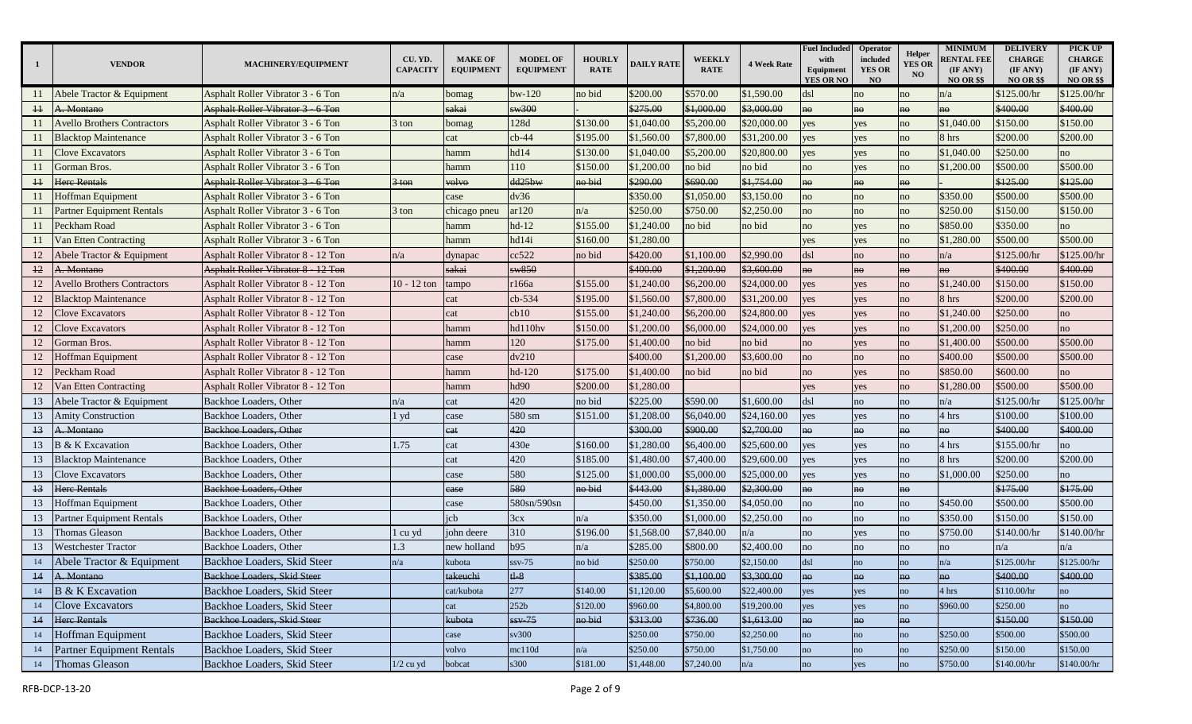| 1 | VENDOR | MACHINERY/EQUIPMENT | CU. YD. CAPACITY | MAKE OF EQUIPMENT | MODEL OF EQUIPMENT | HOURLY RATE | DAILY RATE | WEEKLY RATE | 4 Week Rate | Fuel Included with Equipment YES OR NO | Operator included YES OR NO | Helper YES OR NO | MINIMUM RENTAL FEE (IF ANY) NO OR $$ | DELIVERY CHARGE (IF ANY) NO OR $$ | PICK UP CHARGE (IF ANY) NO OR $$ |
|---|---|---|---|---|---|---|---|---|---|---|---|---|---|---|---|
| 11 | Abele Tractor & Equipment | Asphalt Roller Vibrator 3 - 6 Ton | n/a | bomag | bw-120 | no bid | $200.00 | $570.00 | $1,590.00 | dsl | no | no | n/a | $125.00/hr | $125.00/hr |
| ~~11~~ | ~~A. Montano~~ | ~~Asphalt Roller Vibrator 3 - 6 Ton~~ | | ~~sakai~~ | ~~sw300~~ | - | ~~$275.00~~ | ~~$1,000.00~~ | ~~$3,000.00~~ | ~~no~~ | ~~no~~ | ~~no~~ | ~~no~~ | ~~$400.00~~ | ~~$400.00~~ |
| 11 | Avello Brothers Contractors | Asphalt Roller Vibrator 3 - 6 Ton | 3 ton | bomag | 128d | $130.00 | $1,040.00 | $5,200.00 | $20,000.00 | yes | yes | no | $1,040.00 | $150.00 | $150.00 |
| 11 | Blacktop Maintenance | Asphalt Roller Vibrator 3 - 6 Ton | | cat | cb-44 | $195.00 | $1,560.00 | $7,800.00 | $31,200.00 | yes | yes | no | 8 hrs | $200.00 | $200.00 |
| 11 | Clove Excavators | Asphalt Roller Vibrator 3 - 6 Ton | | hamm | hd14 | $130.00 | $1,040.00 | $5,200.00 | $20,800.00 | yes | yes | no | $1,040.00 | $250.00 | no |
| 11 | Gorman Bros. | Asphalt Roller Vibrator 3 - 6 Ton | | hamm | 110 | $150.00 | $1,200.00 | no bid | no bid | no | yes | no | $1,200.00 | $500.00 | $500.00 |
| ~~11~~ | ~~Herc Rentals~~ | ~~Asphalt Roller Vibrator 3 - 6 Ton~~ | ~~3 ton~~ | ~~volvo~~ | ~~dd25bw~~ | ~~no bid~~ | ~~$290.00~~ | ~~$690.00~~ | ~~$1,754.00~~ | ~~no~~ | ~~no~~ | ~~no~~ | - | ~~$125.00~~ | ~~$125.00~~ |
| 11 | Hoffman Equipment | Asphalt Roller Vibrator 3 - 6 Ton | | case | dv36 | | $350.00 | $1,050.00 | $3,150.00 | no | no | no | $350.00 | $500.00 | $500.00 |
| 11 | Partner Equipment Rentals | Asphalt Roller Vibrator 3 - 6 Ton | 3 ton | chicago pneu | ar120 | n/a | $250.00 | $750.00 | $2,250.00 | no | no | no | $250.00 | $150.00 | $150.00 |
| 11 | Peckham Road | Asphalt Roller Vibrator 3 - 6 Ton | | hamm | hd-12 | $155.00 | $1,240.00 | no bid | no bid | no | yes | no | $850.00 | $350.00 | no |
| 11 | Van Etten Contracting | Asphalt Roller Vibrator 3 - 6 Ton | | hamm | hd14i | $160.00 | $1,280.00 | | | yes | yes | no | $1,280.00 | $500.00 | $500.00 |
| 12 | Abele Tractor & Equipment | Asphalt Roller Vibrator 8 - 12 Ton | n/a | dynapac | cc522 | no bid | $420.00 | $1,100.00 | $2,990.00 | dsl | no | no | n/a | $125.00/hr | $125.00/hr |
| ~~12~~ | ~~A. Montano~~ | ~~Asphalt Roller Vibrator 8 - 12 Ton~~ | | ~~sakai~~ | ~~sw850~~ | | ~~$400.00~~ | ~~$1,200.00~~ | ~~$3,600.00~~ | ~~no~~ | ~~no~~ | ~~no~~ | ~~no~~ | ~~$400.00~~ | ~~$400.00~~ |
| 12 | Avello Brothers Contractors | Asphalt Roller Vibrator 8 - 12 Ton | 10 - 12 ton | tampo | r166a | $155.00 | $1,240.00 | $6,200.00 | $24,000.00 | yes | yes | no | $1,240.00 | $150.00 | $150.00 |
| 12 | Blacktop Maintenance | Asphalt Roller Vibrator 8 - 12 Ton | | cat | cb-534 | $195.00 | $1,560.00 | $7,800.00 | $31,200.00 | yes | yes | no | 8 hrs | $200.00 | $200.00 |
| 12 | Clove Excavators | Asphalt Roller Vibrator 8 - 12 Ton | | cat | cb10 | $155.00 | $1,240.00 | $6,200.00 | $24,800.00 | yes | yes | no | $1,240.00 | $250.00 | no |
| 12 | Clove Excavators | Asphalt Roller Vibrator 8 - 12 Ton | | hamm | hd110hv | $150.00 | $1,200.00 | $6,000.00 | $24,000.00 | yes | yes | no | $1,200.00 | $250.00 | no |
| 12 | Gorman Bros. | Asphalt Roller Vibrator 8 - 12 Ton | | hamm | 120 | $175.00 | $1,400.00 | no bid | no bid | no | yes | no | $1,400.00 | $500.00 | $500.00 |
| 12 | Hoffman Equipment | Asphalt Roller Vibrator 8 - 12 Ton | | case | dv210 | | $400.00 | $1,200.00 | $3,600.00 | no | no | no | $400.00 | $500.00 | $500.00 |
| 12 | Peckham Road | Asphalt Roller Vibrator 8 - 12 Ton | | hamm | hd-120 | $175.00 | $1,400.00 | no bid | no bid | no | yes | no | $850.00 | $600.00 | no |
| 12 | Van Etten Contracting | Asphalt Roller Vibrator 8 - 12 Ton | | hamm | hd90 | $200.00 | $1,280.00 | | | yes | yes | no | $1,280.00 | $500.00 | $500.00 |
| 13 | Abele Tractor & Equipment | Backhoe Loaders, Other | n/a | cat | 420 | no bid | $225.00 | $590.00 | $1,600.00 | dsl | no | no | n/a | $125.00/hr | $125.00/hr |
| 13 | Amity Construction | Backhoe Loaders, Other | 1 yd | case | 580 sm | $151.00 | $1,208.00 | $6,040.00 | $24,160.00 | yes | yes | no | 4 hrs | $100.00 | $100.00 |
| ~~13~~ | ~~A. Montano~~ | ~~Backhoe Loaders, Other~~ | | ~~cat~~ | ~~420~~ | | ~~$300.00~~ | ~~$900.00~~ | ~~$2,700.00~~ | ~~no~~ | ~~no~~ | ~~no~~ | ~~no~~ | ~~$400.00~~ | ~~$400.00~~ |
| 13 | B & K Excavation | Backhoe Loaders, Other | 1.75 | cat | 430e | $160.00 | $1,280.00 | $6,400.00 | $25,600.00 | yes | yes | no | 4 hrs | $155.00/hr | no |
| 13 | Blacktop Maintenance | Backhoe Loaders, Other | | cat | 420 | $185.00 | $1,480.00 | $7,400.00 | $29,600.00 | yes | yes | no | 8 hrs | $200.00 | $200.00 |
| 13 | Clove Excavators | Backhoe Loaders, Other | | case | 580 | $125.00 | $1,000.00 | $5,000.00 | $25,000.00 | yes | yes | no | $1,000.00 | $250.00 | no |
| ~~13~~ | ~~Herc Rentals~~ | ~~Backhoe Loaders, Other~~ | | ~~case~~ | ~~580~~ | ~~no bid~~ | ~~$443.00~~ | ~~$1,380.00~~ | ~~$2,300.00~~ | ~~no~~ | ~~no~~ | ~~no~~ | | ~~$175.00~~ | ~~$175.00~~ |
| 13 | Hoffman Equipment | Backhoe Loaders, Other | | case | 580sn/590sn | | $450.00 | $1,350.00 | $4,050.00 | no | no | no | $450.00 | $500.00 | $500.00 |
| 13 | Partner Equipment Rentals | Backhoe Loaders, Other | | jcb | 3cx | n/a | $350.00 | $1,000.00 | $2,250.00 | no | no | no | $350.00 | $150.00 | $150.00 |
| 13 | Thomas Gleason | Backhoe Loaders, Other | 1 cu yd | john deere | 310 | $196.00 | $1,568.00 | $7,840.00 | n/a | no | yes | no | $750.00 | $140.00/hr | $140.00/hr |
| 13 | Westchester Tractor | Backhoe Loaders, Other | 1.3 | new holland | b95 | n/a | $285.00 | $800.00 | $2,400.00 | no | no | no | no | n/a | n/a |
| 14 | Abele Tractor & Equipment | Backhoe Loaders, Skid Steer | n/a | kubota | ssv-75 | no bid | $250.00 | $750.00 | $2,150.00 | dsl | no | no | n/a | $125.00/hr | $125.00/hr |
| ~~14~~ | ~~A. Montano~~ | ~~Backhoe Loaders, Skid Steer~~ | | ~~takeuchi~~ | ~~tl-8~~ | | ~~$385.00~~ | ~~$1,100.00~~ | ~~$3,300.00~~ | ~~no~~ | ~~no~~ | ~~no~~ | ~~no~~ | ~~$400.00~~ | ~~$400.00~~ |
| 14 | B & K Excavation | Backhoe Loaders, Skid Steer | | cat/kubota | 277 | $140.00 | $1,120.00 | $5,600.00 | $22,400.00 | yes | yes | no | 4 hrs | $110.00/hr | no |
| 14 | Clove Excavators | Backhoe Loaders, Skid Steer | | cat | 252b | $120.00 | $960.00 | $4,800.00 | $19,200.00 | yes | yes | no | $960.00 | $250.00 | no |
| ~~14~~ | ~~Herc Rentals~~ | ~~Backhoe Loaders, Skid Steer~~ | | ~~kubota~~ | ~~ssv-75~~ | ~~no bid~~ | ~~$313.00~~ | ~~$736.00~~ | ~~$1,613.00~~ | ~~no~~ | ~~no~~ | ~~no~~ | | ~~$150.00~~ | ~~$150.00~~ |
| 14 | Hoffman Equipment | Backhoe Loaders, Skid Steer | | case | sv300 | | $250.00 | $750.00 | $2,250.00 | no | no | no | $250.00 | $500.00 | $500.00 |
| 14 | Partner Equipment Rentals | Backhoe Loaders, Skid Steer | | volvo | mc110d | n/a | $250.00 | $750.00 | $1,750.00 | no | no | no | $250.00 | $150.00 | $150.00 |
| 14 | Thomas Gleason | Backhoe Loaders, Skid Steer | 1/2 cu yd | bobcat | s300 | $181.00 | $1,448.00 | $7,240.00 | n/a | no | yes | no | $750.00 | $140.00/hr | $140.00/hr |

RFB-DCP-13-20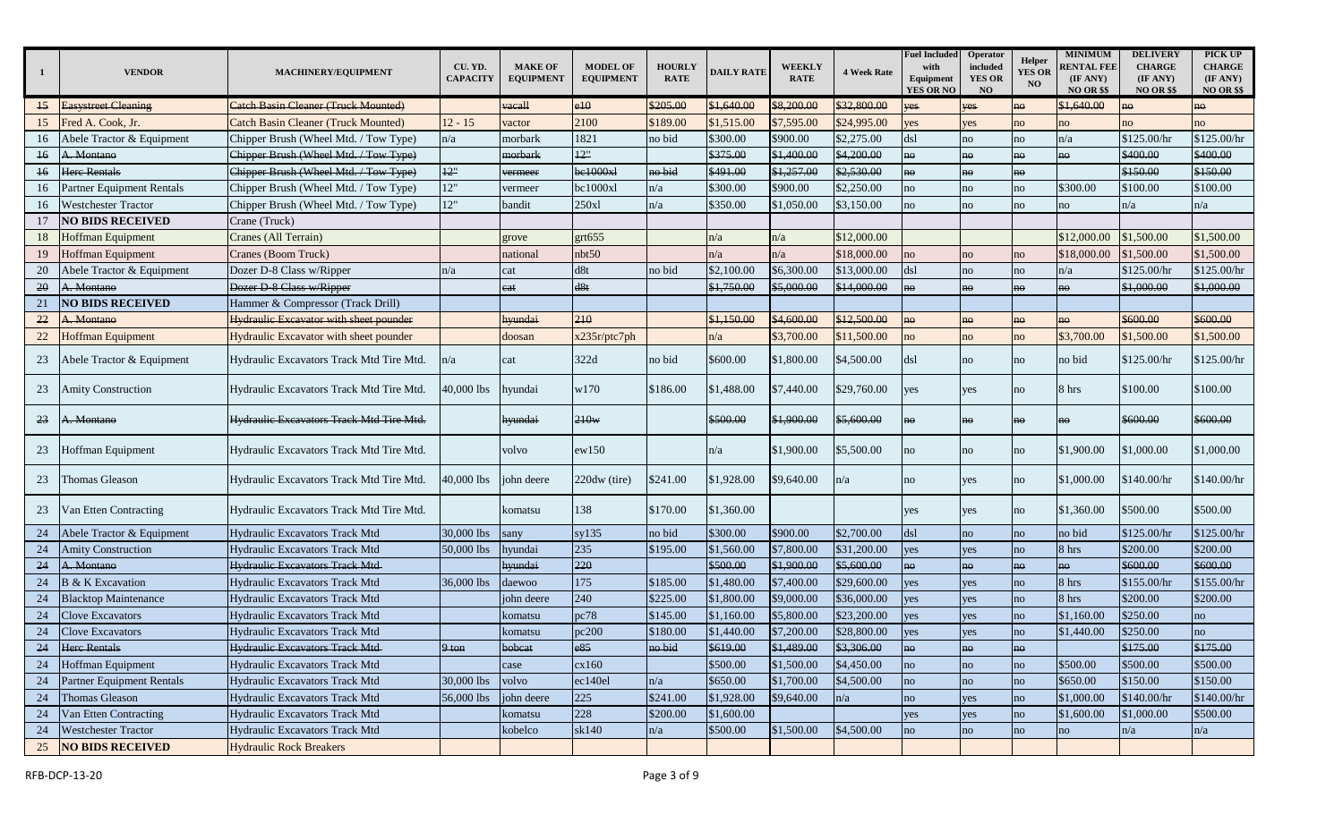| 1 | VENDOR | MACHINERY/EQUIPMENT | CU. YD. CAPACITY | MAKE OF EQUIPMENT | MODEL OF EQUIPMENT | HOURLY RATE | DAILY RATE | WEEKLY RATE | 4 Week Rate | Fuel Included with Equipment YES OR NO | Operator included YES OR NO | Helper YES OR NO | MINIMUM RENTAL FEE (IF ANY) NO OR $$ | DELIVERY CHARGE (IF ANY) NO OR $$ | PICK UP CHARGE (IF ANY) NO OR $$ |
|---|---|---|---|---|---|---|---|---|---|---|---|---|---|---|---|
| ~~15~~ | ~~Easystreet Cleaning~~ | ~~Catch Basin Cleaner (Truck Mounted)~~ | | ~~vacall~~ | ~~e10~~ | ~~$205.00~~ | ~~$1,640.00~~ | ~~$8,200.00~~ | ~~$32,800.00~~ | ~~yes~~ | ~~yes~~ | ~~no~~ | ~~$1,640.00~~ | ~~no~~ | ~~no~~ |
| 15 | Fred A. Cook, Jr. | Catch Basin Cleaner (Truck Mounted) | 12 - 15 | vactor | 2100 | $189.00 | $1,515.00 | $7,595.00 | $24,995.00 | yes | yes | no | no | no | no |
| 16 | Abele Tractor & Equipment | Chipper Brush (Wheel Mtd. / Tow Type) | n/a | morbark | 1821 | no bid | $300.00 | $900.00 | $2,275.00 | dsl | no | no | n/a | $125.00/hr | $125.00/hr |
| ~~16~~ | ~~A. Montano~~ | ~~Chipper Brush (Wheel Mtd. / Tow Type)~~ | | ~~morbark~~ | ~~12"~~ | | ~~$375.00~~ | ~~$1,400.00~~ | ~~$4,200.00~~ | ~~no~~ | ~~no~~ | ~~no~~ | ~~no~~ | ~~$400.00~~ | ~~$400.00~~ |
| ~~16~~ | ~~Herc Rentals~~ | ~~Chipper Brush (Wheel Mtd. / Tow Type)~~ | ~~12"~~ | ~~vermeer~~ | ~~bc1000xl~~ | ~~no bid~~ | ~~$491.00~~ | ~~$1,257.00~~ | ~~$2,530.00~~ | ~~no~~ | ~~no~~ | ~~no~~ | | ~~$150.00~~ | ~~$150.00~~ |
| 16 | Partner Equipment Rentals | Chipper Brush (Wheel Mtd. / Tow Type) | 12" | vermeer | bc1000xl | n/a | $300.00 | $900.00 | $2,250.00 | no | no | no | $300.00 | $100.00 | $100.00 |
| 16 | Westchester Tractor | Chipper Brush (Wheel Mtd. / Tow Type) | 12" | bandit | 250xl | n/a | $350.00 | $1,050.00 | $3,150.00 | no | no | no | no | n/a | n/a |
| 17 | **NO BIDS RECEIVED** | Crane (Truck) | | | | | | | | | | | | | |
| 18 | Hoffman Equipment | Cranes (All Terrain) | | grove | grt655 | | n/a | n/a | $12,000.00 | | | | $12,000.00 | $1,500.00 | $1,500.00 |
| 19 | Hoffman Equipment | Cranes (Boom Truck) | | national | nbt50 | | n/a | n/a | $18,000.00 | no | no | no | $18,000.00 | $1,500.00 | $1,500.00 |
| 20 | Abele Tractor & Equipment | Dozer D-8 Class w/Ripper | n/a | cat | d8t | no bid | $2,100.00 | $6,300.00 | $13,000.00 | dsl | no | no | n/a | $125.00/hr | $125.00/hr |
| ~~20~~ | ~~A. Montano~~ | ~~Dozer D-8 Class w/Ripper~~ | | ~~cat~~ | ~~d8t~~ | | ~~$1,750.00~~ | ~~$5,000.00~~ | ~~$14,000.00~~ | ~~no~~ | ~~no~~ | ~~no~~ | ~~no~~ | ~~$1,000.00~~ | ~~$1,000.00~~ |
| 21 | **NO BIDS RECEIVED** | Hammer & Compressor (Track Drill) | | | | | | | | | | | | | |
| ~~22~~ | ~~A. Montano~~ | ~~Hydraulic Excavator with sheet pounder~~ | | ~~hyundai~~ | ~~210~~ | | ~~$1,150.00~~ | ~~$4,600.00~~ | ~~$12,500.00~~ | ~~no~~ | ~~no~~ | ~~no~~ | ~~no~~ | ~~$600.00~~ | ~~$600.00~~ |
| 22 | Hoffman Equipment | Hydraulic Excavator with sheet pounder | | doosan | x235r/ptc7ph | | n/a | $3,700.00 | $11,500.00 | no | no | no | $3,700.00 | $1,500.00 | $1,500.00 |
| 23 | Abele Tractor & Equipment | Hydraulic Excavators Track Mtd Tire Mtd. | n/a | cat | 322d | no bid | $600.00 | $1,800.00 | $4,500.00 | dsl | no | no | no bid | $125.00/hr | $125.00/hr |
| 23 | Amity Construction | Hydraulic Excavators Track Mtd Tire Mtd. | 40,000 lbs | hyundai | w170 | $186.00 | $1,488.00 | $7,440.00 | $29,760.00 | yes | yes | no | 8 hrs | $100.00 | $100.00 |
| ~~23~~ | ~~A. Montano~~ | ~~Hydraulic Excavators Track Mtd Tire Mtd.~~ | | ~~hyundai~~ | ~~210w~~ | | ~~$500.00~~ | ~~$1,900.00~~ | ~~$5,600.00~~ | ~~no~~ | ~~no~~ | ~~no~~ | ~~no~~ | ~~$600.00~~ | ~~$600.00~~ |
| 23 | Hoffman Equipment | Hydraulic Excavators Track Mtd Tire Mtd. | | volvo | ew150 | | n/a | $1,900.00 | $5,500.00 | no | no | no | $1,900.00 | $1,000.00 | $1,000.00 |
| 23 | Thomas Gleason | Hydraulic Excavators Track Mtd Tire Mtd. | 40,000 lbs | john deere | 220dw (tire) | $241.00 | $1,928.00 | $9,640.00 | n/a | no | yes | no | $1,000.00 | $140.00/hr | $140.00/hr |
| 23 | Van Etten Contracting | Hydraulic Excavators Track Mtd Tire Mtd. | | komatsu | 138 | $170.00 | $1,360.00 | | | yes | yes | no | $1,360.00 | $500.00 | $500.00 |
| 24 | Abele Tractor & Equipment | Hydraulic Excavators Track Mtd | 30,000 lbs | sany | sy135 | no bid | $300.00 | $900.00 | $2,700.00 | dsl | no | no | no bid | $125.00/hr | $125.00/hr |
| 24 | Amity Construction | Hydraulic Excavators Track Mtd | 50,000 lbs | hyundai | 235 | $195.00 | $1,560.00 | $7,800.00 | $31,200.00 | yes | yes | no | 8 hrs | $200.00 | $200.00 |
| ~~24~~ | ~~A. Montano~~ | ~~Hydraulic Excavators Track Mtd~~ | | ~~hyundai~~ | ~~220~~ | | ~~$500.00~~ | ~~$1,900.00~~ | ~~$5,600.00~~ | ~~no~~ | ~~no~~ | ~~no~~ | ~~no~~ | ~~$600.00~~ | ~~$600.00~~ |
| 24 | B & K Excavation | Hydraulic Excavators Track Mtd | 36,000 lbs | daewoo | 175 | $185.00 | $1,480.00 | $7,400.00 | $29,600.00 | yes | yes | no | 8 hrs | $155.00/hr | $155.00/hr |
| 24 | Blacktop Maintenance | Hydraulic Excavators Track Mtd | | john deere | 240 | $225.00 | $1,800.00 | $9,000.00 | $36,000.00 | yes | yes | no | 8 hrs | $200.00 | $200.00 |
| 24 | Clove Excavators | Hydraulic Excavators Track Mtd | | komatsu | pc78 | $145.00 | $1,160.00 | $5,800.00 | $23,200.00 | yes | yes | no | $1,160.00 | $250.00 | no |
| 24 | Clove Excavators | Hydraulic Excavators Track Mtd | | komatsu | pc200 | $180.00 | $1,440.00 | $7,200.00 | $28,800.00 | yes | yes | no | $1,440.00 | $250.00 | no |
| ~~24~~ | ~~Herc Rentals~~ | ~~Hydraulic Excavators Track Mtd~~ | ~~9 ton~~ | ~~bobcat~~ | ~~e85~~ | ~~no bid~~ | ~~$619.00~~ | ~~$1,489.00~~ | ~~$3,306.00~~ | ~~no~~ | ~~no~~ | ~~no~~ | | ~~$175.00~~ | ~~$175.00~~ |
| 24 | Hoffman Equipment | Hydraulic Excavators Track Mtd | | case | cx160 | | $500.00 | $1,500.00 | $4,450.00 | no | no | no | $500.00 | $500.00 | $500.00 |
| 24 | Partner Equipment Rentals | Hydraulic Excavators Track Mtd | 30,000 lbs | volvo | ec140el | n/a | $650.00 | $1,700.00 | $4,500.00 | no | no | no | $650.00 | $150.00 | $150.00 |
| 24 | Thomas Gleason | Hydraulic Excavators Track Mtd | 56,000 lbs | john deere | 225 | $241.00 | $1,928.00 | $9,640.00 | n/a | no | yes | no | $1,000.00 | $140.00/hr | $140.00/hr |
| 24 | Van Etten Contracting | Hydraulic Excavators Track Mtd | | komatsu | 228 | $200.00 | $1,600.00 | | | yes | yes | no | $1,600.00 | $1,000.00 | $500.00 |
| 24 | Westchester Tractor | Hydraulic Excavators Track Mtd | | kobelco | sk140 | n/a | $500.00 | $1,500.00 | $4,500.00 | no | no | no | no | n/a | n/a |
| 25 | **NO BIDS RECEIVED** | Hydraulic Rock Breakers | | | | | | | | | | | | | |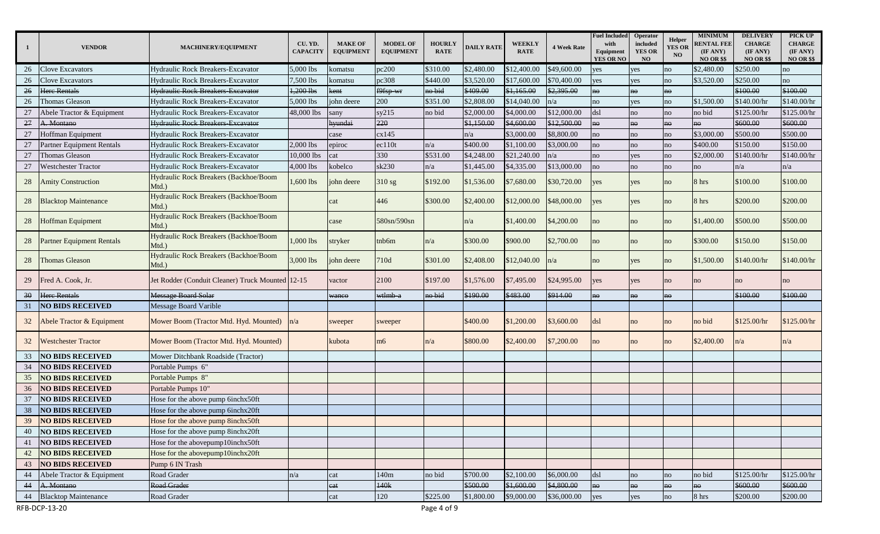| 1 | VENDOR | MACHINERY/EQUIPMENT | CU. YD. CAPACITY | MAKE OF EQUIPMENT | MODEL OF EQUIPMENT | HOURLY RATE | DAILY RATE | WEEKLY RATE | 4 Week Rate | Fuel Included with Equipment YES OR NO | Operator included YES OR NO | Helper YES OR NO | MINIMUM RENTAL FEE (IF ANY) NO OR $$ | DELIVERY CHARGE (IF ANY) NO OR $$ | PICK UP CHARGE (IF ANY) NO OR $$ |
|---|---|---|---|---|---|---|---|---|---|---|---|---|---|---|---|
| 26 | Clove Excavators | Hydraulic Rock Breakers-Excavator | 5,000 lbs | komatsu | pc200 | $310.00 | $2,480.00 | $12,400.00 | $49,600.00 | yes | yes | no | $2,480.00 | $250.00 | no |
| 26 | Clove Excavators | Hydraulic Rock Breakers-Excavator | 7,500 lbs | komatsu | pc308 | $440.00 | $3,520.00 | $17,600.00 | $70,400.00 | yes | yes | no | $3,520.00 | $250.00 | no |
| ~~26~~ | ~~Herc Rentals~~ | ~~Hydraulic Rock Breakers-Excavator~~ | ~~1,200 lbs~~ | ~~kent~~ | ~~f9fsp-wr~~ | ~~no bid~~ | ~~$409.00~~ | ~~$1,165.00~~ | ~~$2,395.00~~ | ~~no~~ | ~~no~~ | ~~no~~ | | ~~$100.00~~ | ~~$100.00~~ |
| 26 | Thomas Gleason | Hydraulic Rock Breakers-Excavator | 5,000 lbs | john deere | 200 | $351.00 | $2,808.00 | $14,040.00 | n/a | no | yes | no | $1,500.00 | $140.00/hr | $140.00/hr |
| 27 | Abele Tractor & Equipment | Hydraulic Rock Breakers-Excavator | 48,000 lbs | sany | sy215 | no bid | $2,000.00 | $4,000.00 | $12,000.00 | dsl | no | no | no bid | $125.00/hr | $125.00/hr |
| ~~27~~ | ~~A. Montano~~ | ~~Hydraulic Rock Breakers-Excavator~~ | | ~~hyundai~~ | ~~220~~ | | ~~$1,150.00~~ | ~~$4,600.00~~ | ~~$12,500.00~~ | ~~no~~ | ~~no~~ | ~~no~~ | ~~no~~ | ~~$600.00~~ | ~~$600.00~~ |
| 27 | Hoffman Equipment | Hydraulic Rock Breakers-Excavator | | case | cx145 | | n/a | $3,000.00 | $8,800.00 | no | no | no | $3,000.00 | $500.00 | $500.00 |
| 27 | Partner Equipment Rentals | Hydraulic Rock Breakers-Excavator | 2,000 lbs | epiroc | ec110t | n/a | $400.00 | $1,100.00 | $3,000.00 | no | no | no | $400.00 | $150.00 | $150.00 |
| 27 | Thomas Gleason | Hydraulic Rock Breakers-Excavator | 10,000 lbs | cat | 330 | $531.00 | $4,248.00 | $21,240.00 | n/a | no | yes | no | $2,000.00 | $140.00/hr | $140.00/hr |
| 27 | Westchester Tractor | Hydraulic Rock Breakers-Excavator | 4,000 lbs | kobelco | sk230 | n/a | $1,445.00 | $4,335.00 | $13,000.00 | no | no | no | no | n/a | n/a |
| 28 | Amity Construction | Hydraulic Rock Breakers (Backhoe/Boom Mtd.) | 1,600 lbs | john deere | 310 sg | $192.00 | $1,536.00 | $7,680.00 | $30,720.00 | yes | yes | no | 8 hrs | $100.00 | $100.00 |
| 28 | Blacktop Maintenance | Hydraulic Rock Breakers (Backhoe/Boom Mtd.) | | cat | 446 | $300.00 | $2,400.00 | $12,000.00 | $48,000.00 | yes | yes | no | 8 hrs | $200.00 | $200.00 |
| 28 | Hoffman Equipment | Hydraulic Rock Breakers (Backhoe/Boom Mtd.) | | case | 580sn/590sn | | n/a | $1,400.00 | $4,200.00 | no | no | no | $1,400.00 | $500.00 | $500.00 |
| 28 | Partner Equipment Rentals | Hydraulic Rock Breakers (Backhoe/Boom Mtd.) | 1,000 lbs | stryker | tnb6m | n/a | $300.00 | $900.00 | $2,700.00 | no | no | no | $300.00 | $150.00 | $150.00 |
| 28 | Thomas Gleason | Hydraulic Rock Breakers (Backhoe/Boom Mtd.) | 3,000 lbs | john deere | 710d | $301.00 | $2,408.00 | $12,040.00 | n/a | no | yes | no | $1,500.00 | $140.00/hr | $140.00/hr |
| 29 | Fred A. Cook, Jr. | Jet Rodder (Conduit Cleaner) Truck Mounted | 12-15 | vactor | 2100 | $197.00 | $1,576.00 | $7,495.00 | $24,995.00 | yes | yes | no | no | no | no |
| ~~30~~ | ~~Herc Rentals~~ | ~~Message Board Solar~~ | | ~~wanco~~ | ~~wtlmb-a~~ | ~~no bid~~ | ~~$190.00~~ | ~~$483.00~~ | ~~$914.00~~ | ~~no~~ | ~~no~~ | ~~no~~ | | ~~$100.00~~ | ~~$100.00~~ |
| 31 | **NO BIDS RECEIVED** | Message Board Varible | | | | | | | | | | | | | |
| 32 | Abele Tractor & Equipment | Mower Boom (Tractor Mtd. Hyd. Mounted) | n/a | sweeper | sweeper | | $400.00 | $1,200.00 | $3,600.00 | dsl | no | no | no bid | $125.00/hr | $125.00/hr |
| 32 | Westchester Tractor | Mower Boom (Tractor Mtd. Hyd. Mounted) | | kubota | m6 | n/a | $800.00 | $2,400.00 | $7,200.00 | no | no | no | $2,400.00 | n/a | n/a |
| 33 | **NO BIDS RECEIVED** | Mower Ditchbank Roadside (Tractor) | | | | | | | | | | | | | |
| 34 | **NO BIDS RECEIVED** | Portable Pumps 6" | | | | | | | | | | | | | |
| 35 | **NO BIDS RECEIVED** | Portable Pumps 8" | | | | | | | | | | | | | |
| 36 | **NO BIDS RECEIVED** | Portable Pumps 10" | | | | | | | | | | | | | |
| 37 | **NO BIDS RECEIVED** | Hose for the above pump 6inchx50ft | | | | | | | | | | | | | |
| 38 | **NO BIDS RECEIVED** | Hose for the above pump 6inchx20ft | | | | | | | | | | | | | |
| 39 | **NO BIDS RECEIVED** | Hose for the above pump 8inchx50ft | | | | | | | | | | | | | |
| 40 | **NO BIDS RECEIVED** | Hose for the above pump 8inchx20ft | | | | | | | | | | | | | |
| 41 | **NO BIDS RECEIVED** | Hose for the abovepump10inchx50ft | | | | | | | | | | | | | |
| 42 | **NO BIDS RECEIVED** | Hose for the abovepump10inchx20ft | | | | | | | | | | | | | |
| 43 | **NO BIDS RECEIVED** | Pump 6 IN Trash | | | | | | | | | | | | | |
| 44 | Abele Tractor & Equipment | Road Grader | n/a | cat | 140m | no bid | $700.00 | $2,100.00 | $6,000.00 | dsl | no | no | no bid | $125.00/hr | $125.00/hr |
| ~~44~~ | ~~A. Montano~~ | ~~Road Grader~~ | | ~~cat~~ | ~~140k~~ | | ~~$500.00~~ | ~~$1,600.00~~ | ~~$4,800.00~~ | ~~no~~ | ~~no~~ | ~~no~~ | ~~no~~ | ~~$600.00~~ | ~~$600.00~~ |
| 44 | Blacktop Maintenance | Road Grader | | cat | 120 | $225.00 | $1,800.00 | $9,000.00 | $36,000.00 | yes | yes | no | 8 hrs | $200.00 | $200.00 |

RFB-DCP-13-20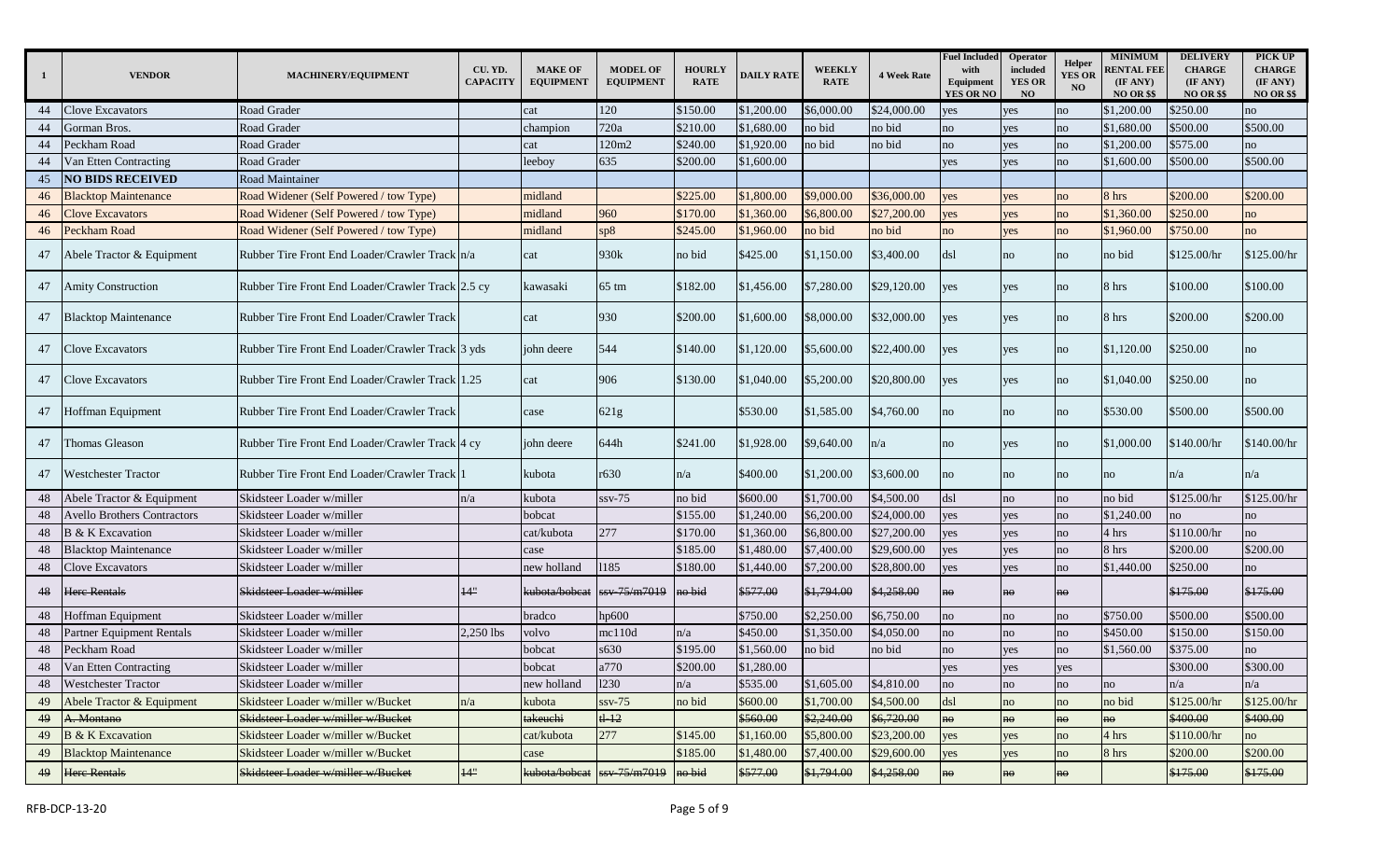| 1 | VENDOR | MACHINERY/EQUIPMENT | CU. YD. CAPACITY | MAKE OF EQUIPMENT | MODEL OF EQUIPMENT | HOURLY RATE | DAILY RATE | WEEKLY RATE | 4 Week Rate | Fuel Included with Equipment YES OR NO | Operator included YES OR NO | Helper YES OR NO | MINIMUM RENTAL FEE (IF ANY) NO OR $$ | DELIVERY CHARGE (IF ANY) NO OR $$ | PICK UP CHARGE (IF ANY) NO OR $$ |
|---|---|---|---|---|---|---|---|---|---|---|---|---|---|---|---|
| 44 | Clove Excavators | Road Grader | | cat | 120 | $150.00 | $1,200.00 | $6,000.00 | $24,000.00 | yes | yes | no | $1,200.00 | $250.00 | no |
| 44 | Gorman Bros. | Road Grader | | champion | 720a | $210.00 | $1,680.00 | no bid | no bid | no | yes | no | $1,680.00 | $500.00 | $500.00 |
| 44 | Peckham Road | Road Grader | | cat | 120m2 | $240.00 | $1,920.00 | no bid | no bid | no | yes | no | $1,200.00 | $575.00 | no |
| 44 | Van Etten Contracting | Road Grader | | leeboy | 635 | $200.00 | $1,600.00 | | | yes | yes | no | $1,600.00 | $500.00 | $500.00 |
| 45 | **NO BIDS RECEIVED** | Road Maintainer | | | | | | | | | | | | | |
| 46 | Blacktop Maintenance | Road Widener (Self Powered / tow Type) | | midland | | $225.00 | $1,800.00 | $9,000.00 | $36,000.00 | yes | yes | no | 8 hrs | $200.00 | $200.00 |
| 46 | Clove Excavators | Road Widener (Self Powered / tow Type) | | midland | 960 | $170.00 | $1,360.00 | $6,800.00 | $27,200.00 | yes | yes | no | $1,360.00 | $250.00 | no |
| 46 | Peckham Road | Road Widener (Self Powered / tow Type) | | midland | sp8 | $245.00 | $1,960.00 | no bid | no bid | no | yes | no | $1,960.00 | $750.00 | no |
| 47 | Abele Tractor & Equipment | Rubber Tire Front End Loader/Crawler Track | n/a | cat | 930k | no bid | $425.00 | $1,150.00 | $3,400.00 | dsl | no | no | no bid | $125.00/hr | $125.00/hr |
| 47 | Amity Construction | Rubber Tire Front End Loader/Crawler Track | 2.5 cy | kawasaki | 65 tm | $182.00 | $1,456.00 | $7,280.00 | $29,120.00 | yes | yes | no | 8 hrs | $100.00 | $100.00 |
| 47 | Blacktop Maintenance | Rubber Tire Front End Loader/Crawler Track | | cat | 930 | $200.00 | $1,600.00 | $8,000.00 | $32,000.00 | yes | yes | no | 8 hrs | $200.00 | $200.00 |
| 47 | Clove Excavators | Rubber Tire Front End Loader/Crawler Track | 3 yds | john deere | 544 | $140.00 | $1,120.00 | $5,600.00 | $22,400.00 | yes | yes | no | $1,120.00 | $250.00 | no |
| 47 | Clove Excavators | Rubber Tire Front End Loader/Crawler Track | 1.25 | cat | 906 | $130.00 | $1,040.00 | $5,200.00 | $20,800.00 | yes | yes | no | $1,040.00 | $250.00 | no |
| 47 | Hoffman Equipment | Rubber Tire Front End Loader/Crawler Track | | case | 621g | | $530.00 | $1,585.00 | $4,760.00 | no | no | no | $530.00 | $500.00 | $500.00 |
| 47 | Thomas Gleason | Rubber Tire Front End Loader/Crawler Track | 4 cy | john deere | 644h | $241.00 | $1,928.00 | $9,640.00 | n/a | no | yes | no | $1,000.00 | $140.00/hr | $140.00/hr |
| 47 | Westchester Tractor | Rubber Tire Front End Loader/Crawler Track | 1 | kubota | r630 | n/a | $400.00 | $1,200.00 | $3,600.00 | no | no | no | no | n/a | n/a |
| 48 | Abele Tractor & Equipment | Skidsteer Loader w/miller | n/a | kubota | ssv-75 | no bid | $600.00 | $1,700.00 | $4,500.00 | dsl | no | no | no bid | $125.00/hr | $125.00/hr |
| 48 | Avello Brothers Contractors | Skidsteer Loader w/miller | | bobcat | | $155.00 | $1,240.00 | $6,200.00 | $24,000.00 | yes | yes | no | $1,240.00 | no | no |
| 48 | B & K Excavation | Skidsteer Loader w/miller | | cat/kubota | 277 | $170.00 | $1,360.00 | $6,800.00 | $27,200.00 | yes | yes | no | 4 hrs | $110.00/hr | no |
| 48 | Blacktop Maintenance | Skidsteer Loader w/miller | | case | | $185.00 | $1,480.00 | $7,400.00 | $29,600.00 | yes | yes | no | 8 hrs | $200.00 | $200.00 |
| 48 | Clove Excavators | Skidsteer Loader w/miller | | new holland | l185 | $180.00 | $1,440.00 | $7,200.00 | $28,800.00 | yes | yes | no | $1,440.00 | $250.00 | no |
| ~~48~~ | ~~Herc Rentals~~ | ~~Skidsteer Loader w/miller~~ | ~~14"~~ | ~~kubota/bobcat~~ | ~~ssv-75/m7019~~ | ~~no bid~~ | ~~$577.00~~ | ~~$1,794.00~~ | ~~$4,258.00~~ | ~~no~~ | ~~no~~ | ~~no~~ | | ~~$175.00~~ | ~~$175.00~~ |
| 48 | Hoffman Equipment | Skidsteer Loader w/miller | | bradco | hp600 | | $750.00 | $2,250.00 | $6,750.00 | no | no | no | $750.00 | $500.00 | $500.00 |
| 48 | Partner Equipment Rentals | Skidsteer Loader w/miller | 2,250 lbs | volvo | mc110d | n/a | $450.00 | $1,350.00 | $4,050.00 | no | no | no | $450.00 | $150.00 | $150.00 |
| 48 | Peckham Road | Skidsteer Loader w/miller | | bobcat | s630 | $195.00 | $1,560.00 | no bid | no bid | no | yes | no | $1,560.00 | $375.00 | no |
| 48 | Van Etten Contracting | Skidsteer Loader w/miller | | bobcat | a770 | $200.00 | $1,280.00 | | | yes | yes | yes | | $300.00 | $300.00 |
| 48 | Westchester Tractor | Skidsteer Loader w/miller | | new holland | l230 | n/a | $535.00 | $1,605.00 | $4,810.00 | no | no | no | no | n/a | n/a |
| 49 | Abele Tractor & Equipment | Skidsteer Loader w/miller w/Bucket | n/a | kubota | ssv-75 | no bid | $600.00 | $1,700.00 | $4,500.00 | dsl | no | no | no bid | $125.00/hr | $125.00/hr |
| ~~49~~ | ~~A. Montano~~ | ~~Skidsteer Loader w/miller w/Bucket~~ | | ~~takeuchi~~ | ~~tl-12~~ | | ~~$560.00~~ | ~~$2,240.00~~ | ~~$6,720.00~~ | ~~no~~ | ~~no~~ | ~~no~~ | ~~no~~ | ~~$400.00~~ | ~~$400.00~~ |
| 49 | B & K Excavation | Skidsteer Loader w/miller w/Bucket | | cat/kubota | 277 | $145.00 | $1,160.00 | $5,800.00 | $23,200.00 | yes | yes | no | 4 hrs | $110.00/hr | no |
| 49 | Blacktop Maintenance | Skidsteer Loader w/miller w/Bucket | | case | | $185.00 | $1,480.00 | $7,400.00 | $29,600.00 | yes | yes | no | 8 hrs | $200.00 | $200.00 |
| ~~49~~ | ~~Herc Rentals~~ | ~~Skidsteer Loader w/miller w/Bucket~~ | ~~14"~~ | ~~kubota/bobcat~~ | ~~ssv-75/m7019~~ | ~~no bid~~ | ~~$577.00~~ | ~~$1,794.00~~ | ~~$4,258.00~~ | ~~no~~ | ~~no~~ | ~~no~~ | | ~~$175.00~~ | ~~$175.00~~ |

RFB-DCP-13-20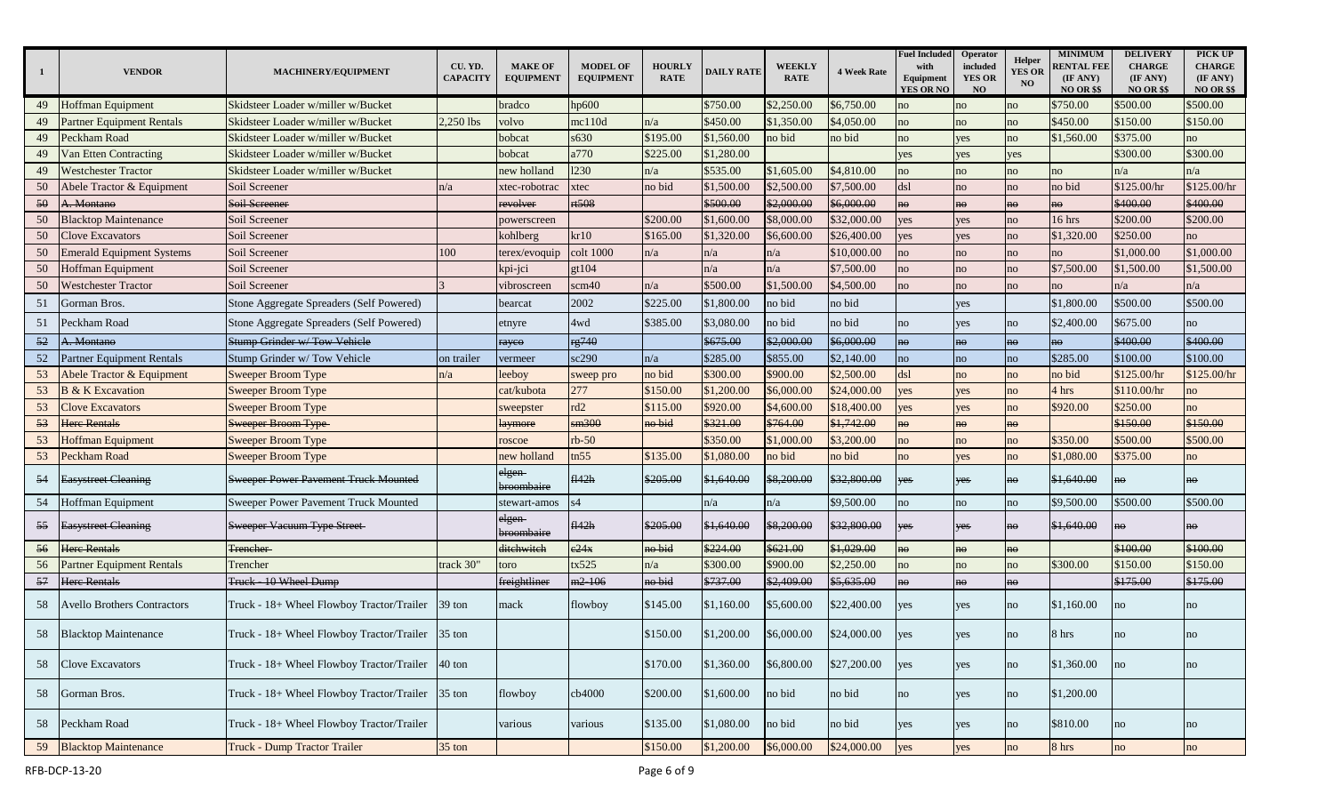| 1 | VENDOR | MACHINERY/EQUIPMENT | CU. YD. CAPACITY | MAKE OF EQUIPMENT | MODEL OF EQUIPMENT | HOURLY RATE | DAILY RATE | WEEKLY RATE | 4 Week Rate | Fuel Included with Equipment YES OR NO | Operator included YES OR NO | Helper YES OR NO | MINIMUM RENTAL FEE (IF ANY) NO OR $$ | DELIVERY CHARGE (IF ANY) NO OR $$ | PICK UP CHARGE (IF ANY) NO OR $$ |
|---|---|---|---|---|---|---|---|---|---|---|---|---|---|---|---|
| 49 | Hoffman Equipment | Skidsteer Loader w/miller w/Bucket | | bradco | hp600 | | $750.00 | $2,250.00 | $6,750.00 | no | no | no | $750.00 | $500.00 | $500.00 |
| 49 | Partner Equipment Rentals | Skidsteer Loader w/miller w/Bucket | 2,250 lbs | volvo | mc110d | n/a | $450.00 | $1,350.00 | $4,050.00 | no | no | no | $450.00 | $150.00 | $150.00 |
| 49 | Peckham Road | Skidsteer Loader w/miller w/Bucket | | bobcat | s630 | $195.00 | $1,560.00 | no bid | no bid | no | yes | no | $1,560.00 | $375.00 | no |
| 49 | Van Etten Contracting | Skidsteer Loader w/miller w/Bucket | | bobcat | a770 | $225.00 | $1,280.00 | | | yes | yes | yes | | $300.00 | $300.00 |
| 49 | Westchester Tractor | Skidsteer Loader w/miller w/Bucket | | new holland | l230 | n/a | $535.00 | $1,605.00 | $4,810.00 | no | no | no | no | n/a | n/a |
| 50 | Abele Tractor & Equipment | Soil Screener | n/a | xtec-robotrac | xtec | no bid | $1,500.00 | $2,500.00 | $7,500.00 | dsl | no | no | no bid | $125.00/hr | $125.00/hr |
| ~~50~~ | ~~A. Montano~~ | ~~Soil Screener~~ | | ~~revolver~~ | ~~rt508~~ | | ~~$500.00~~ | ~~$2,000.00~~ | ~~$6,000.00~~ | ~~no~~ | ~~no~~ | ~~no~~ | ~~no~~ | ~~$400.00~~ | ~~$400.00~~ |
| 50 | Blacktop Maintenance | Soil Screener | | powerscreen | | $200.00 | $1,600.00 | $8,000.00 | $32,000.00 | yes | yes | no | 16 hrs | $200.00 | $200.00 |
| 50 | Clove Excavators | Soil Screener | | kohlberg | kr10 | $165.00 | $1,320.00 | $6,600.00 | $26,400.00 | yes | yes | no | $1,320.00 | $250.00 | no |
| 50 | Emerald Equipment Systems | Soil Screener | 100 | terex/evoquip | colt 1000 | n/a | n/a | n/a | $10,000.00 | no | no | no | no | $1,000.00 | $1,000.00 |
| 50 | Hoffman Equipment | Soil Screener | | kpi-jci | gt104 | | n/a | n/a | $7,500.00 | no | no | no | $7,500.00 | $1,500.00 | $1,500.00 |
| 50 | Westchester Tractor | Soil Screener | 3 | vibroscreen | scm40 | n/a | $500.00 | $1,500.00 | $4,500.00 | no | no | no | no | n/a | n/a |
| 51 | Gorman Bros. | Stone Aggregate Spreaders (Self Powered) | | bearcat | 2002 | $225.00 | $1,800.00 | no bid | no bid | | yes | | $1,800.00 | $500.00 | $500.00 |
| 51 | Peckham Road | Stone Aggregate Spreaders (Self Powered) | | etnyre | 4wd | $385.00 | $3,080.00 | no bid | no bid | no | yes | no | $2,400.00 | $675.00 | no |
| ~~52~~ | ~~A. Montano~~ | ~~Stump Grinder w/ Tow Vehicle~~ | | ~~rayco~~ | ~~rg740~~ | | ~~$675.00~~ | ~~$2,000.00~~ | ~~$6,000.00~~ | ~~no~~ | ~~no~~ | ~~no~~ | ~~no~~ | ~~$400.00~~ | ~~$400.00~~ |
| 52 | Partner Equipment Rentals | Stump Grinder w/ Tow Vehicle | on trailer | vermeer | sc290 | n/a | $285.00 | $855.00 | $2,140.00 | no | no | no | $285.00 | $100.00 | $100.00 |
| 53 | Abele Tractor & Equipment | Sweeper Broom Type | n/a | leeboy | sweep pro | no bid | $300.00 | $900.00 | $2,500.00 | dsl | no | no | no bid | $125.00/hr | $125.00/hr |
| 53 | B & K Excavation | Sweeper Broom Type | | cat/kubota | 277 | $150.00 | $1,200.00 | $6,000.00 | $24,000.00 | yes | yes | no | 4 hrs | $110.00/hr | no |
| 53 | Clove Excavators | Sweeper Broom Type | | sweepster | rd2 | $115.00 | $920.00 | $4,600.00 | $18,400.00 | yes | yes | no | $920.00 | $250.00 | no |
| ~~53~~ | ~~Herc Rentals~~ | ~~Sweeper Broom Type~~ | | ~~laymore~~ | ~~sm300~~ | ~~no bid~~ | ~~$321.00~~ | ~~$764.00~~ | ~~$1,742.00~~ | ~~no~~ | ~~no~~ | ~~no~~ | | ~~$150.00~~ | ~~$150.00~~ |
| 53 | Hoffman Equipment | Sweeper Broom Type | | roscoe | rb-50 | | $350.00 | $1,000.00 | $3,200.00 | no | no | no | $350.00 | $500.00 | $500.00 |
| 53 | Peckham Road | Sweeper Broom Type | | new holland | tn55 | $135.00 | $1,080.00 | no bid | no bid | no | yes | no | $1,080.00 | $375.00 | no |
| ~~54~~ | ~~Easystreet Cleaning~~ | ~~Sweeper Power Pavement Truck Mounted~~ | | ~~elgen broombaire~~ | ~~fl42h~~ | ~~$205.00~~ | ~~$1,640.00~~ | ~~$8,200.00~~ | ~~$32,800.00~~ | ~~yes~~ | ~~yes~~ | ~~no~~ | ~~$1,640.00~~ | ~~no~~ | ~~no~~ |
| 54 | Hoffman Equipment | Sweeper Power Pavement Truck Mounted | | stewart-amos | s4 | | n/a | n/a | $9,500.00 | no | no | no | $9,500.00 | $500.00 | $500.00 |
| ~~55~~ | ~~Easystreet Cleaning~~ | ~~Sweeper Vacuum Type Street~~ | | ~~elgen broombaire~~ | ~~fl42h~~ | ~~$205.00~~ | ~~$1,640.00~~ | ~~$8,200.00~~ | ~~$32,800.00~~ | ~~yes~~ | ~~yes~~ | ~~no~~ | ~~$1,640.00~~ | ~~no~~ | ~~no~~ |
| ~~56~~ | ~~Herc Rentals~~ | ~~Trencher~~ | | ~~ditchwitch~~ | ~~c24x~~ | ~~no bid~~ | ~~$224.00~~ | ~~$621.00~~ | ~~$1,029.00~~ | ~~no~~ | ~~no~~ | ~~no~~ | | ~~$100.00~~ | ~~$100.00~~ |
| 56 | Partner Equipment Rentals | Trencher | track 30" | toro | tx525 | n/a | $300.00 | $900.00 | $2,250.00 | no | no | no | $300.00 | $150.00 | $150.00 |
| ~~57~~ | ~~Herc Rentals~~ | ~~Truck - 10 Wheel Dump~~ | | ~~freightliner~~ | ~~m2-106~~ | ~~no bid~~ | ~~$737.00~~ | ~~$2,409.00~~ | ~~$5,635.00~~ | ~~no~~ | ~~no~~ | ~~no~~ | | ~~$175.00~~ | ~~$175.00~~ |
| 58 | Avello Brothers Contractors | Truck - 18+ Wheel Flowboy Tractor/Trailer | 39 ton | mack | flowboy | $145.00 | $1,160.00 | $5,600.00 | $22,400.00 | yes | yes | no | $1,160.00 | no | no |
| 58 | Blacktop Maintenance | Truck - 18+ Wheel Flowboy Tractor/Trailer | 35 ton | | | $150.00 | $1,200.00 | $6,000.00 | $24,000.00 | yes | yes | no | 8 hrs | no | no |
| 58 | Clove Excavators | Truck - 18+ Wheel Flowboy Tractor/Trailer | 40 ton | | | $170.00 | $1,360.00 | $6,800.00 | $27,200.00 | yes | yes | no | $1,360.00 | no | no |
| 58 | Gorman Bros. | Truck - 18+ Wheel Flowboy Tractor/Trailer | 35 ton | flowboy | cb4000 | $200.00 | $1,600.00 | no bid | no bid | no | yes | no | $1,200.00 | | |
| 58 | Peckham Road | Truck - 18+ Wheel Flowboy Tractor/Trailer | | various | various | $135.00 | $1,080.00 | no bid | no bid | yes | yes | no | $810.00 | no | no |
| 59 | Blacktop Maintenance | Truck - Dump Tractor Trailer | 35 ton | | | $150.00 | $1,200.00 | $6,000.00 | $24,000.00 | yes | yes | no | 8 hrs | no | no |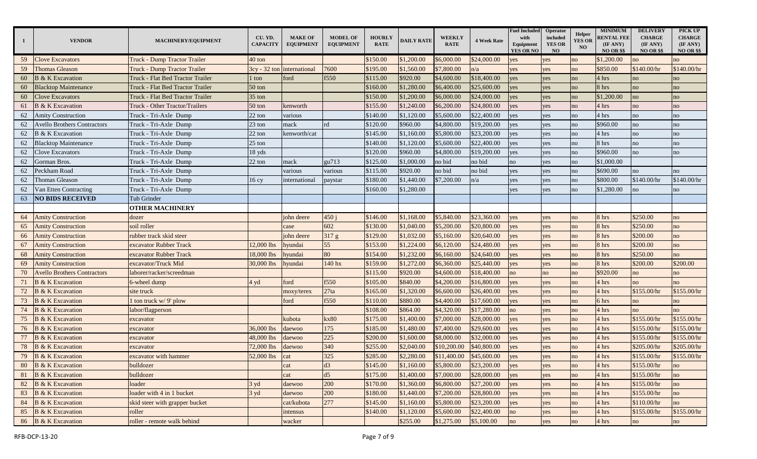| 1 | VENDOR | MACHINERY/EQUIPMENT | CU. YD. CAPACITY | MAKE OF EQUIPMENT | MODEL OF EQUIPMENT | HOURLY RATE | DAILY RATE | WEEKLY RATE | 4 Week Rate | Fuel Included with Equipment YES OR NO | Operator included YES OR NO | Helper YES OR NO | MINIMUM RENTAL FEE (IF ANY) NO OR $$ | DELIVERY CHARGE (IF ANY) NO OR $$ | PICK UP CHARGE (IF ANY) NO OR $$ |
|---|---|---|---|---|---|---|---|---|---|---|---|---|---|---|---|
| 59 | Clove Excavators | Truck - Dump Tractor Trailer | 40 ton | | | $150.00 | $1,200.00 | $6,000.00 | $24,000.00 | yes | yes | no | $1,200.00 | no | no |
| 59 | Thomas Gleason | Truck - Dump Tractor Trailer | 3cy - 32 ton | international | 7600 | $195.00 | $1,560.00 | $7,800.00 | n/a | yes | yes | no | $850.00 | $140.00/hr | $140.00/hr |
| 60 | B & K Excavation | Truck - Flat Bed Tractor Trailer | 1 ton | ford | f550 | $115.00 | $920.00 | $4,600.00 | $18,400.00 | yes | yes | no | 4 hrs | no | no |
| 60 | Blacktop Maintenance | Truck - Flat Bed Tractor Trailer | 50 ton | | | $160.00 | $1,280.00 | $6,400.00 | $25,600.00 | yes | yes | no | 8 hrs | no | no |
| 60 | Clove Excavators | Truck - Flat Bed Tractor Trailer | 35 ton | | | $150.00 | $1,200.00 | $6,000.00 | $24,000.00 | yes | yes | no | $1,200.00 | no | no |
| 61 | B & K Excavation | Truck - Other Tractor/Trailers | 50 ton | kenworth | | $155.00 | $1,240.00 | $6,200.00 | $24,800.00 | yes | yes | no | 4 hrs | no | no |
| 62 | Amity Construction | Truck - Tri-Axle Dump | 22 ton | various | | $140.00 | $1,120.00 | $5,600.00 | $22,400.00 | yes | yes | no | 4 hrs | no | no |
| 62 | Avello Brothers Contractors | Truck - Tri-Axle Dump | 23 ton | mack | rd | $120.00 | $960.00 | $4,800.00 | $19,200.00 | yes | yes | no | $960.00 | no | no |
| 62 | B & K Excavation | Truck - Tri-Axle Dump | 22 ton | kenworth/cat | | $145.00 | $1,160.00 | $5,800.00 | $23,200.00 | yes | yes | no | 4 hrs | no | no |
| 62 | Blacktop Maintenance | Truck - Tri-Axle Dump | 25 ton | | | $140.00 | $1,120.00 | $5,600.00 | $22,400.00 | yes | yes | no | 8 hrs | no | no |
| 62 | Clove Excavators | Truck - Tri-Axle Dump | 18 yds | | | $120.00 | $960.00 | $4,800.00 | $19,200.00 | yes | yes | no | $960.00 | no | no |
| 62 | Gorman Bros. | Truck - Tri-Axle Dump | 22 ton | mack | gu713 | $125.00 | $1,000.00 | no bid | no bid | no | yes | no | $1,000.00 | | |
| 62 | Peckham Road | Truck - Tri-Axle Dump | | various | various | $115.00 | $920.00 | no bid | no bid | yes | yes | no | $690.00 | no | no |
| 62 | Thomas Gleason | Truck - Tri-Axle Dump | 16 cy | international | paystar | $180.00 | $1,440.00 | $7,200.00 | n/a | yes | yes | no | $800.00 | $140.00/hr | $140.00/hr |
| 62 | Van Etten Contracting | Truck - Tri-Axle Dump | | | | $160.00 | $1,280.00 | | | yes | yes | no | $1,280.00 | no | no |
| 63 | **NO BIDS RECEIVED** | Tub Grinder | | | | | | | | | | | | | |
| | | **OTHER MACHINERY** | | | | | | | | | | | | | |
| 64 | Amity Construction | dozer | | john deere | 450 j | $146.00 | $1,168.00 | $5,840.00 | $23,360.00 | yes | yes | no | 8 hrs | $250.00 | no |
| 65 | Amity Construction | soil roller | | case | 602 | $130.00 | $1,040.00 | $5,200.00 | $20,800.00 | yes | yes | no | 8 hrs | $250.00 | no |
| 66 | Amity Construction | rubber track skid steer | | john deere | 317 g | $129.00 | $1,032.00 | $5,160.00 | $20,640.00 | yes | yes | no | 8 hrs | $200.00 | no |
| 67 | Amity Construction | excavator Rubber Track | 12,000 lbs | hyundai | 55 | $153.00 | $1,224.00 | $6,120.00 | $24,480.00 | yes | yes | no | 8 hrs | $200.00 | no |
| 68 | Amity Construction | excavator Rubber Track | 18,000 lbs | hyundai | 80 | $154.00 | $1,232.00 | $6,160.00 | $24,640.00 | yes | yes | no | 8 hrs | $250.00 | no |
| 69 | Amity Construction | excavator/Truck Mid | 30,000 lbs | hyundai | 140 hx | $159.00 | $1,272.00 | $6,360.00 | $25,440.00 | yes | yes | no | 8 hrs | $200.00 | $200.00 |
| 70 | Avello Brothers Contractors | laborer/racker/screedman | | | | $115.00 | $920.00 | $4,600.00 | $18,400.00 | no | no | no | $920.00 | no | no |
| 71 | B & K Excavation | 6-wheel dump | 4 yd | ford | f550 | $105.00 | $840.00 | $4,200.00 | $16,800.00 | yes | yes | no | 4 hrs | no | no |
| 72 | B & K Excavation | site truck | | moxy/terex | 27ta | $165.00 | $1,320.00 | $6,600.00 | $26,400.00 | yes | yes | no | 4 hrs | $155.00/hr | $155.00/hr |
| 73 | B & K Excavation | 1 ton truck w/ 9' plow | | ford | f550 | $110.00 | $880.00 | $4,400.00 | $17,600.00 | yes | yes | no | 6 hrs | no | no |
| 74 | B & K Excavation | labor/flagperson | | | | $108.00 | $864.00 | $4,320.00 | $17,280.00 | no | yes | no | 4 hrs | no | no |
| 75 | B & K Excavation | excavator | | kubota | kx80 | $175.00 | $1,400.00 | $7,000.00 | $28,000.00 | yes | yes | no | 4 hrs | $155.00/hr | $155.00/hr |
| 76 | B & K Excavation | excavator | 36,000 lbs | daewoo | 175 | $185.00 | $1,480.00 | $7,400.00 | $29,600.00 | yes | yes | no | 4 hrs | $155.00/hr | $155.00/hr |
| 77 | B & K Excavation | excavator | 48,000 lbs | daewoo | 225 | $200.00 | $1,600.00 | $8,000.00 | $32,000.00 | yes | yes | no | 4 hrs | $155.00/hr | $155.00/hr |
| 78 | B & K Excavation | excavator | 72,000 lbs | daewoo | 340 | $255.00 | $2,040.00 | $10,200.00 | $40,800.00 | yes | yes | no | 4 hrs | $205.00/hr | $205.00/hr |
| 79 | B & K Excavation | excavator with hammer | 52,000 lbs | cat | 325 | $285.00 | $2,280.00 | $11,400.00 | $45,600.00 | yes | yes | no | 4 hrs | $155.00/hr | $155.00/hr |
| 80 | B & K Excavation | bulldozer | | cat | d3 | $145.00 | $1,160.00 | $5,800.00 | $23,200.00 | yes | yes | no | 4 hrs | $155.00/hr | no |
| 81 | B & K Excavation | bulldozer | | cat | d5 | $175.00 | $1,400.00 | $7,000.00 | $28,000.00 | yes | yes | no | 4 hrs | $155.00/hr | no |
| 82 | B & K Excavation | loader | 3 yd | daewoo | 200 | $170.00 | $1,360.00 | $6,800.00 | $27,200.00 | yes | yes | no | 4 hrs | $155.00/hr | no |
| 83 | B & K Excavation | loader with 4 in 1 bucket | 3 yd | daewoo | 200 | $180.00 | $1,440.00 | $7,200.00 | $28,800.00 | yes | yes | no | 4 hrs | $155.00/hr | no |
| 84 | B & K Excavation | skid steer with grapper bucket | | cat/kubota | 277 | $145.00 | $1,160.00 | $5,800.00 | $23,200.00 | yes | yes | no | 4 hrs | $110.00/hr | no |
| 85 | B & K Excavation | roller | | intensus | | $140.00 | $1,120.00 | $5,600.00 | $22,400.00 | no | yes | no | 4 hrs | $155.00/hr | $155.00/hr |
| 86 | B & K Excavation | roller - remote walk behind | | wacker | | | $255.00 | $1,275.00 | $5,100.00 | no | yes | no | 4 hrs | no | no |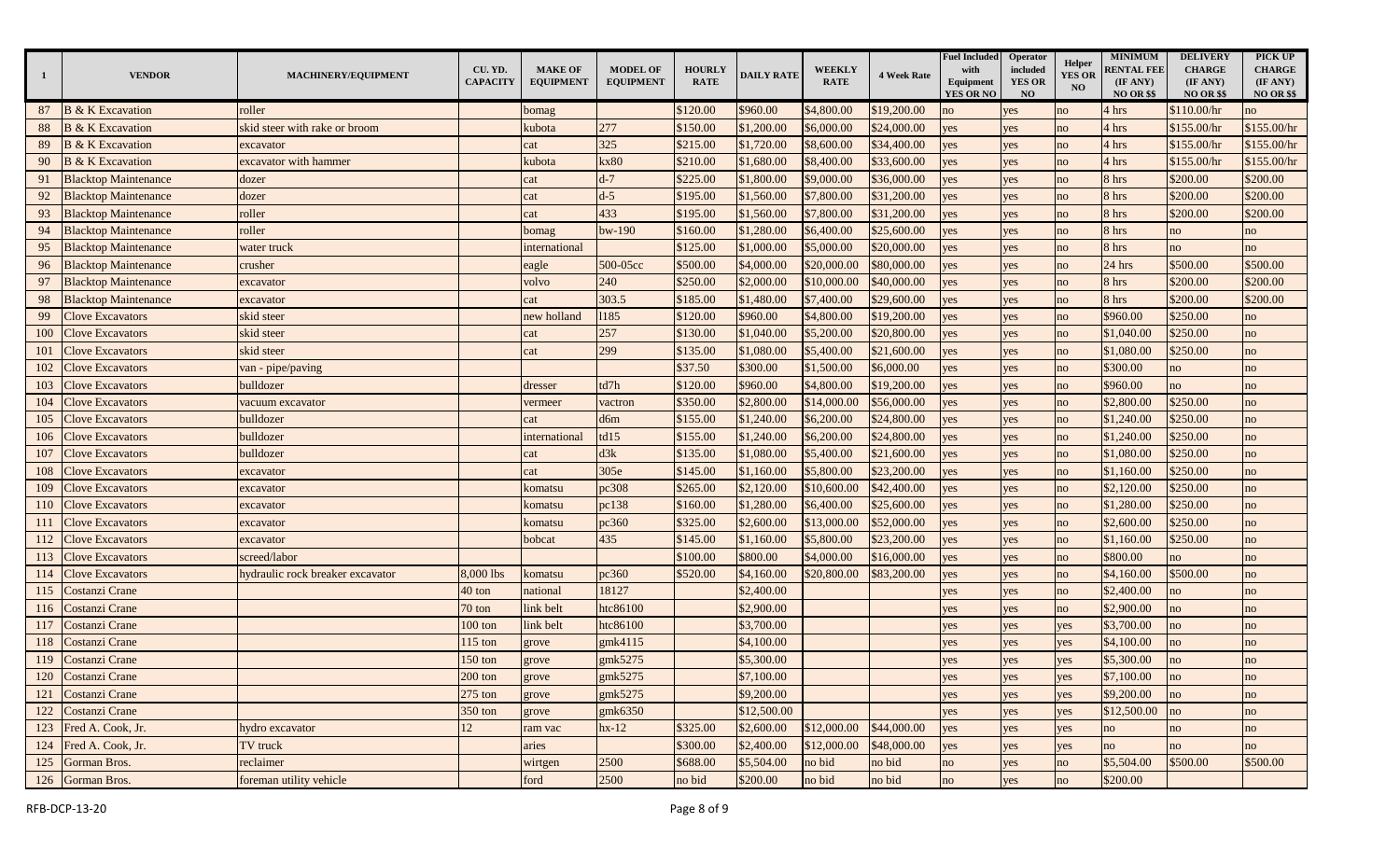| 1 | VENDOR | MACHINERY/EQUIPMENT | CU. YD. CAPACITY | MAKE OF EQUIPMENT | MODEL OF EQUIPMENT | HOURLY RATE | DAILY RATE | WEEKLY RATE | 4 Week Rate | Fuel Included with Equipment YES OR NO | Operator included YES OR NO | Helper YES OR NO | MINIMUM RENTAL FEE (IF ANY) NO OR $$ | DELIVERY CHARGE (IF ANY) NO OR $$ | PICK UP CHARGE (IF ANY) NO OR $$ |
|---|---|---|---|---|---|---|---|---|---|---|---|---|---|---|---|
| 87 | B & K Excavation | roller | | bomag | | $120.00 | $960.00 | $4,800.00 | $19,200.00 | no | yes | no | 4 hrs | $110.00/hr | no |
| 88 | B & K Excavation | skid steer with rake or broom | | kubota | 277 | $150.00 | $1,200.00 | $6,000.00 | $24,000.00 | yes | yes | no | 4 hrs | $155.00/hr | $155.00/hr |
| 89 | B & K Excavation | excavator | | cat | 325 | $215.00 | $1,720.00 | $8,600.00 | $34,400.00 | yes | yes | no | 4 hrs | $155.00/hr | $155.00/hr |
| 90 | B & K Excavation | excavator with hammer | | kubota | kx80 | $210.00 | $1,680.00 | $8,400.00 | $33,600.00 | yes | yes | no | 4 hrs | $155.00/hr | $155.00/hr |
| 91 | Blacktop Maintenance | dozer | | cat | d-7 | $225.00 | $1,800.00 | $9,000.00 | $36,000.00 | yes | yes | no | 8 hrs | $200.00 | $200.00 |
| 92 | Blacktop Maintenance | dozer | | cat | d-5 | $195.00 | $1,560.00 | $7,800.00 | $31,200.00 | yes | yes | no | 8 hrs | $200.00 | $200.00 |
| 93 | Blacktop Maintenance | roller | | cat | 433 | $195.00 | $1,560.00 | $7,800.00 | $31,200.00 | yes | yes | no | 8 hrs | $200.00 | $200.00 |
| 94 | Blacktop Maintenance | roller | | bomag | bw-190 | $160.00 | $1,280.00 | $6,400.00 | $25,600.00 | yes | yes | no | 8 hrs | no | no |
| 95 | Blacktop Maintenance | water truck | | international | | $125.00 | $1,000.00 | $5,000.00 | $20,000.00 | yes | yes | no | 8 hrs | no | no |
| 96 | Blacktop Maintenance | crusher | | eagle | 500-05cc | $500.00 | $4,000.00 | $20,000.00 | $80,000.00 | yes | yes | no | 24 hrs | $500.00 | $500.00 |
| 97 | Blacktop Maintenance | excavator | | volvo | 240 | $250.00 | $2,000.00 | $10,000.00 | $40,000.00 | yes | yes | no | 8 hrs | $200.00 | $200.00 |
| 98 | Blacktop Maintenance | excavator | | cat | 303.5 | $185.00 | $1,480.00 | $7,400.00 | $29,600.00 | yes | yes | no | 8 hrs | $200.00 | $200.00 |
| 99 | Clove Excavators | skid steer | | new holland | l185 | $120.00 | $960.00 | $4,800.00 | $19,200.00 | yes | yes | no | $960.00 | $250.00 | no |
| 100 | Clove Excavators | skid steer | | cat | 257 | $130.00 | $1,040.00 | $5,200.00 | $20,800.00 | yes | yes | no | $1,040.00 | $250.00 | no |
| 101 | Clove Excavators | skid steer | | cat | 299 | $135.00 | $1,080.00 | $5,400.00 | $21,600.00 | yes | yes | no | $1,080.00 | $250.00 | no |
| 102 | Clove Excavators | van - pipe/paving | | | | $37.50 | $300.00 | $1,500.00 | $6,000.00 | yes | yes | no | $300.00 | no | no |
| 103 | Clove Excavators | bulldozer | | dresser | td7h | $120.00 | $960.00 | $4,800.00 | $19,200.00 | yes | yes | no | $960.00 | no | no |
| 104 | Clove Excavators | vacuum excavator | | vermeer | vactron | $350.00 | $2,800.00 | $14,000.00 | $56,000.00 | yes | yes | no | $2,800.00 | $250.00 | no |
| 105 | Clove Excavators | bulldozer | | cat | d6m | $155.00 | $1,240.00 | $6,200.00 | $24,800.00 | yes | yes | no | $1,240.00 | $250.00 | no |
| 106 | Clove Excavators | bulldozer | | international | td15 | $155.00 | $1,240.00 | $6,200.00 | $24,800.00 | yes | yes | no | $1,240.00 | $250.00 | no |
| 107 | Clove Excavators | bulldozer | | cat | d3k | $135.00 | $1,080.00 | $5,400.00 | $21,600.00 | yes | yes | no | $1,080.00 | $250.00 | no |
| 108 | Clove Excavators | excavator | | cat | 305e | $145.00 | $1,160.00 | $5,800.00 | $23,200.00 | yes | yes | no | $1,160.00 | $250.00 | no |
| 109 | Clove Excavators | excavator | | komatsu | pc308 | $265.00 | $2,120.00 | $10,600.00 | $42,400.00 | yes | yes | no | $2,120.00 | $250.00 | no |
| 110 | Clove Excavators | excavator | | komatsu | pc138 | $160.00 | $1,280.00 | $6,400.00 | $25,600.00 | yes | yes | no | $1,280.00 | $250.00 | no |
| 111 | Clove Excavators | excavator | | komatsu | pc360 | $325.00 | $2,600.00 | $13,000.00 | $52,000.00 | yes | yes | no | $2,600.00 | $250.00 | no |
| 112 | Clove Excavators | excavator | | bobcat | 435 | $145.00 | $1,160.00 | $5,800.00 | $23,200.00 | yes | yes | no | $1,160.00 | $250.00 | no |
| 113 | Clove Excavators | screed/labor | | | | $100.00 | $800.00 | $4,000.00 | $16,000.00 | yes | yes | no | $800.00 | no | no |
| 114 | Clove Excavators | hydraulic rock breaker excavator | 8,000 lbs | komatsu | pc360 | $520.00 | $4,160.00 | $20,800.00 | $83,200.00 | yes | yes | no | $4,160.00 | $500.00 | no |
| 115 | Costanzi Crane | | 40 ton | national | 18127 | | $2,400.00 | | | yes | yes | no | $2,400.00 | no | no |
| 116 | Costanzi Crane | | 70 ton | link belt | htc86100 | | $2,900.00 | | | yes | yes | no | $2,900.00 | no | no |
| 117 | Costanzi Crane | | 100 ton | link belt | htc86100 | | $3,700.00 | | | yes | yes | yes | $3,700.00 | no | no |
| 118 | Costanzi Crane | | 115 ton | grove | gmk4115 | | $4,100.00 | | | yes | yes | yes | $4,100.00 | no | no |
| 119 | Costanzi Crane | | 150 ton | grove | gmk5275 | | $5,300.00 | | | yes | yes | yes | $5,300.00 | no | no |
| 120 | Costanzi Crane | | 200 ton | grove | gmk5275 | | $7,100.00 | | | yes | yes | yes | $7,100.00 | no | no |
| 121 | Costanzi Crane | | 275 ton | grove | gmk5275 | | $9,200.00 | | | yes | yes | yes | $9,200.00 | no | no |
| 122 | Costanzi Crane | | 350 ton | grove | gmk6350 | | $12,500.00 | | | yes | yes | yes | $12,500.00 | no | no |
| 123 | Fred A. Cook, Jr. | hydro excavator | 12 | ram vac | hx-12 | $325.00 | $2,600.00 | $12,000.00 | $44,000.00 | yes | yes | yes | no | no | no |
| 124 | Fred A. Cook, Jr. | TV truck | | aries | | $300.00 | $2,400.00 | $12,000.00 | $48,000.00 | yes | yes | yes | no | no | no |
| 125 | Gorman Bros. | reclaimer | | wirtgen | 2500 | $688.00 | $5,504.00 | no bid | no bid | no | yes | no | $5,504.00 | $500.00 | $500.00 |
| 126 | Gorman Bros. | foreman utility vehicle | | ford | 2500 | no bid | $200.00 | no bid | no bid | no | yes | no | $200.00 | | |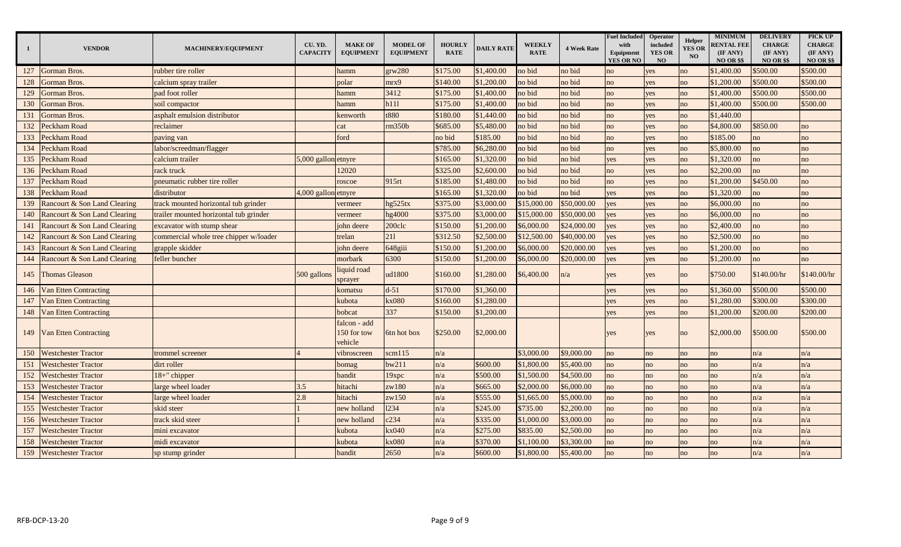| 1 | VENDOR | MACHINERY/EQUIPMENT | CU. YD. CAPACITY | MAKE OF EQUIPMENT | MODEL OF EQUIPMENT | HOURLY RATE | DAILY RATE | WEEKLY RATE | 4 Week Rate | Fuel Included with Equipment YES OR NO | Operator included YES OR NO | Helper YES OR NO | MINIMUM RENTAL FEE (IF ANY) NO OR $$ | DELIVERY CHARGE (IF ANY) NO OR $$ | PICK UP CHARGE (IF ANY) NO OR $$ |
|---|---|---|---|---|---|---|---|---|---|---|---|---|---|---|---|
| 127 | Gorman Bros. | rubber tire roller | | hamm | grw280 | $175.00 | $1,400.00 | no bid | no bid | no | yes | no | $1,400.00 | $500.00 | $500.00 |
| 128 | Gorman Bros. | calcium spray trailer | | polar | mrx9 | $140.00 | $1,200.00 | no bid | no bid | no | yes | no | $1,200.00 | $500.00 | $500.00 |
| 129 | Gorman Bros. | pad foot roller | | hamm | 3412 | $175.00 | $1,400.00 | no bid | no bid | no | yes | no | $1,400.00 | $500.00 | $500.00 |
| 130 | Gorman Bros. | soil compactor | | hamm | h11l | $175.00 | $1,400.00 | no bid | no bid | no | yes | no | $1,400.00 | $500.00 | $500.00 |
| 131 | Gorman Bros. | asphalt emulsion distributor | | kenworth | t880 | $180.00 | $1,440.00 | no bid | no bid | no | yes | no | $1,440.00 | | |
| 132 | Peckham Road | reclaimer | | cat | rm350b | $685.00 | $5,480.00 | no bid | no bid | no | yes | no | $4,800.00 | $850.00 | no |
| 133 | Peckham Road | paving van | | ford | | no bid | $185.00 | no bid | no bid | no | yes | no | $185.00 | no | no |
| 134 | Peckham Road | labor/screedman/flagger | | | | $785.00 | $6,280.00 | no bid | no bid | no | yes | no | $5,800.00 | no | no |
| 135 | Peckham Road | calcium trailer | 5,000 gallon | etnyre | | $165.00 | $1,320.00 | no bid | no bid | yes | yes | no | $1,320.00 | no | no |
| 136 | Peckham Road | rack truck | | 12020 | | $325.00 | $2,600.00 | no bid | no bid | no | yes | no | $2,200.00 | no | no |
| 137 | Peckham Road | pneumatic rubber tire roller | | roscoe | 915rt | $185.00 | $1,480.00 | no bid | no bid | no | yes | no | $1,200.00 | $450.00 | no |
| 138 | Peckham Road | distributor | 4,000 gallon | etnyre | | $165.00 | $1,320.00 | no bid | no bid | yes | yes | no | $1,320.00 | no | no |
| 139 | Rancourt & Son Land Clearing | track mounted horizontal tub grinder | | vermeer | hg525tx | $375.00 | $3,000.00 | $15,000.00 | $50,000.00 | yes | yes | no | $6,000.00 | no | no |
| 140 | Rancourt & Son Land Clearing | trailer mounted horizontal tub grinder | | vermeer | hg4000 | $375.00 | $3,000.00 | $15,000.00 | $50,000.00 | yes | yes | no | $6,000.00 | no | no |
| 141 | Rancourt & Son Land Clearing | excavator with stump shear | | john deere | 200clc | $150.00 | $1,200.00 | $6,000.00 | $24,000.00 | yes | yes | no | $2,400.00 | no | no |
| 142 | Rancourt & Son Land Clearing | commercial whole tree chipper w/loader | | trelan | 21l | $312.50 | $2,500.00 | $12,500.00 | $40,000.00 | yes | yes | no | $2,500.00 | no | no |
| 143 | Rancourt & Son Land Clearing | grapple skidder | | john deere | 648giii | $150.00 | $1,200.00 | $6,000.00 | $20,000.00 | yes | yes | no | $1,200.00 | no | no |
| 144 | Rancourt & Son Land Clearing | feller buncher | | morbark | 6300 | $150.00 | $1,200.00 | $6,000.00 | $20,000.00 | yes | yes | no | $1,200.00 | no | no |
| 145 | Thomas Gleason | | 500 gallons | liquid road sprayer | ud1800 | $160.00 | $1,280.00 | $6,400.00 | n/a | yes | yes | no | $750.00 | $140.00/hr | $140.00/hr |
| 146 | Van Etten Contracting | | | komatsu | d-51 | $170.00 | $1,360.00 | | | yes | yes | no | $1,360.00 | $500.00 | $500.00 |
| 147 | Van Etten Contracting | | | kubota | kx080 | $160.00 | $1,280.00 | | | yes | yes | no | $1,280.00 | $300.00 | $300.00 |
| 148 | Van Etten Contracting | | | bobcat | 337 | $150.00 | $1,200.00 | | | yes | yes | no | $1,200.00 | $200.00 | $200.00 |
| 149 | Van Etten Contracting | | | falcon - add 150 for tow vehicle | 6tn hot box | $250.00 | $2,000.00 | | | yes | yes | no | $2,000.00 | $500.00 | $500.00 |
| 150 | Westchester Tractor | trommel screener | 4 | vibroscreen | scm115 | n/a | | $3,000.00 | $9,000.00 | no | no | no | no | n/a | n/a |
| 151 | Westchester Tractor | dirt roller | | bomag | bw211 | n/a | $600.00 | $1,800.00 | $5,400.00 | no | no | no | no | n/a | n/a |
| 152 | Westchester Tractor | 18+" chipper | | bandit | 19xpc | n/a | $500.00 | $1,500.00 | $4,500.00 | no | no | no | no | n/a | n/a |
| 153 | Westchester Tractor | large wheel loader | 3.5 | hitachi | zw180 | n/a | $665.00 | $2,000.00 | $6,000.00 | no | no | no | no | n/a | n/a |
| 154 | Westchester Tractor | large wheel loader | 2.8 | hitachi | zw150 | n/a | $555.00 | $1,665.00 | $5,000.00 | no | no | no | no | n/a | n/a |
| 155 | Westchester Tractor | skid steer | 1 | new holland | l234 | n/a | $245.00 | $735.00 | $2,200.00 | no | no | no | no | n/a | n/a |
| 156 | Westchester Tractor | track skid steer | 1 | new holland | c234 | n/a | $335.00 | $1,000.00 | $3,000.00 | no | no | no | no | n/a | n/a |
| 157 | Westchester Tractor | mini excavator | | kubota | kx040 | n/a | $275.00 | $835.00 | $2,500.00 | no | no | no | no | n/a | n/a |
| 158 | Westchester Tractor | midi excavator | | kubota | kx080 | n/a | $370.00 | $1,100.00 | $3,300.00 | no | no | no | no | n/a | n/a |
| 159 | Westchester Tractor | sp stump grinder | | bandit | 2650 | n/a | $600.00 | $1,800.00 | $5,400.00 | no | no | no | no | n/a | n/a |